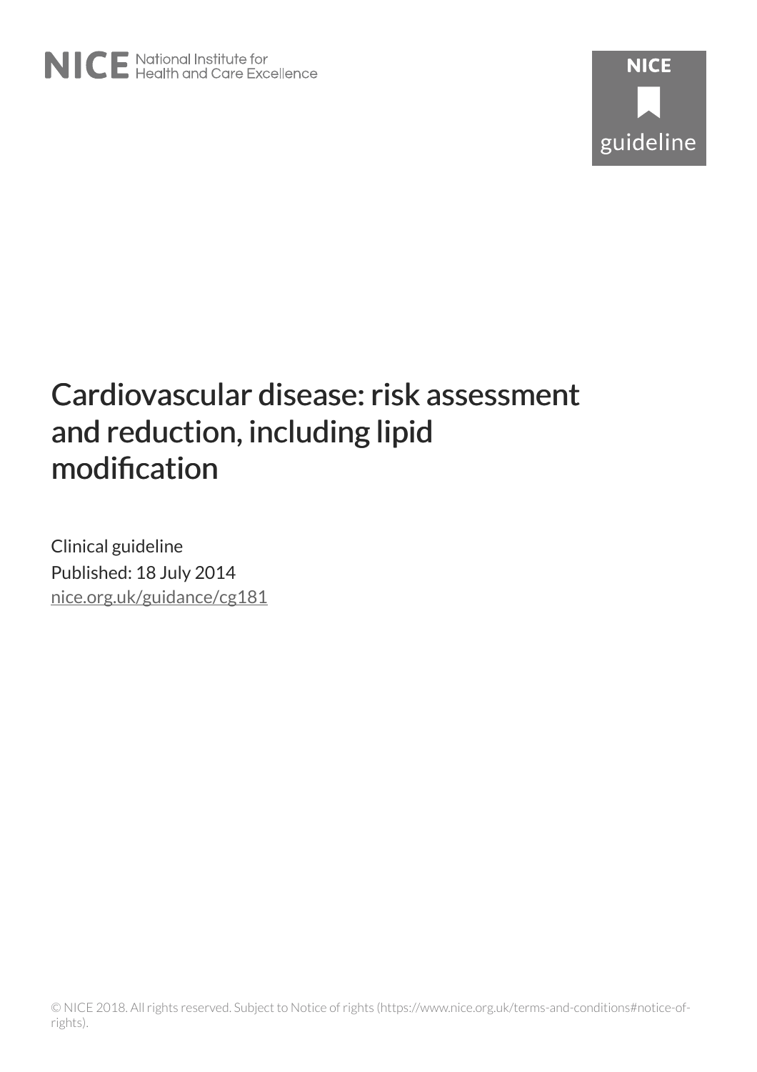NICE National Institute for Health and Care Excellence

NICE guideline

# Cardiovascular disease: risk assessment and reduction, including lipid modification

Clinical guideline

Published: 18 July 2014

nice.org.uk/guidance/cg181

© NICE 2018. All rights reserved. Subject to Notice of rights (https://www.nice.org.uk/terms-and-conditions#notice-of-rights).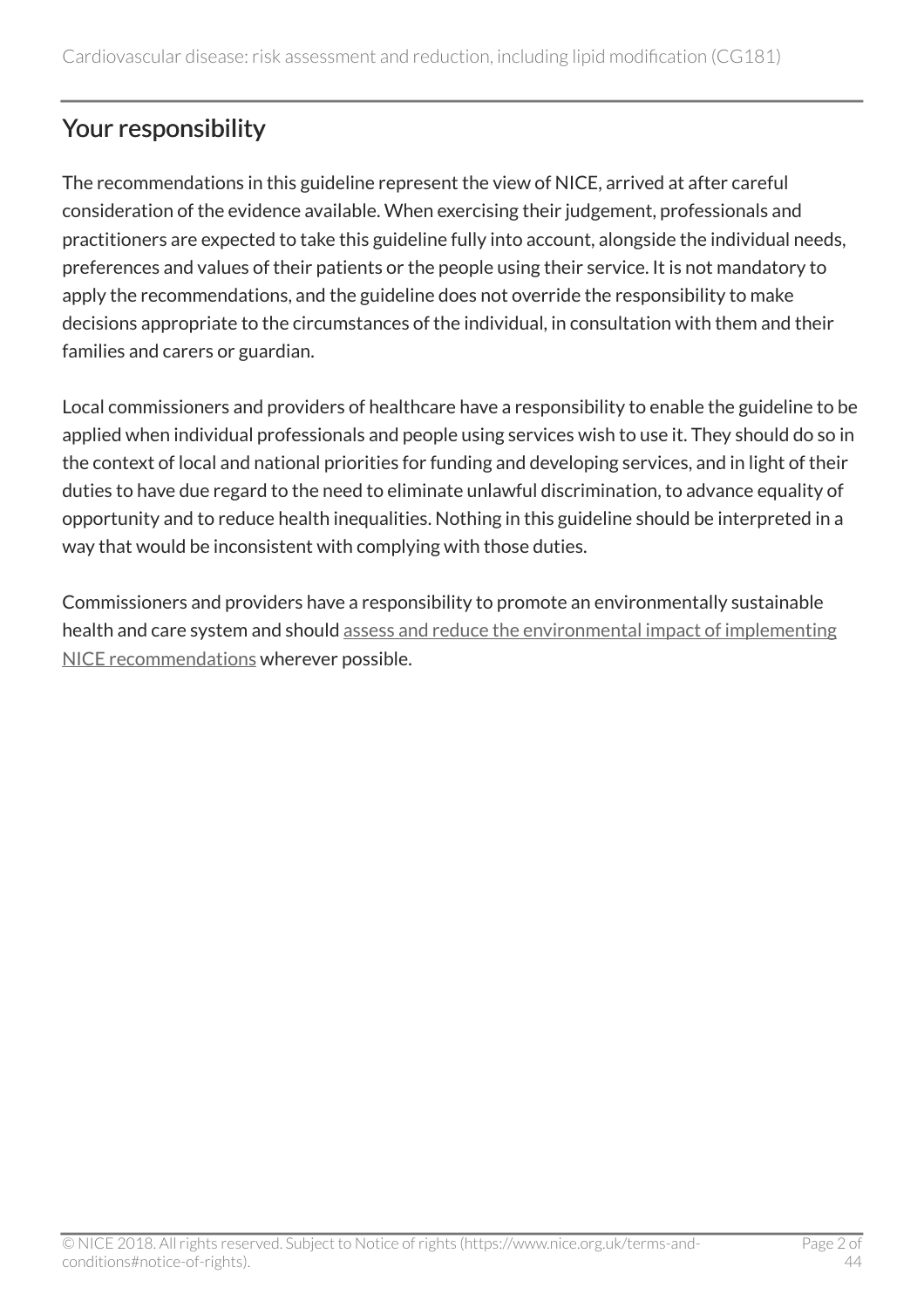## Your responsibility

The recommendations in this guideline represent the view of NICE, arrived at after careful consideration of the evidence available. When exercising their judgement, professionals and practitioners are expected to take this guideline fully into account, alongside the individual needs, preferences and values of their patients or the people using their service. It is not mandatory to apply the recommendations, and the guideline does not override the responsibility to make decisions appropriate to the circumstances of the individual, in consultation with them and their families and carers or guardian.

Local commissioners and providers of healthcare have a responsibility to enable the guideline to be applied when individual professionals and people using services wish to use it. They should do so in the context of local and national priorities for funding and developing services, and in light of their duties to have due regard to the need to eliminate unlawful discrimination, to advance equality of opportunity and to reduce health inequalities. Nothing in this guideline should be interpreted in a way that would be inconsistent with complying with those duties.

Commissioners and providers have a responsibility to promote an environmentally sustainable health and care system and should assess and reduce the environmental impact of implementing NICE recommendations wherever possible.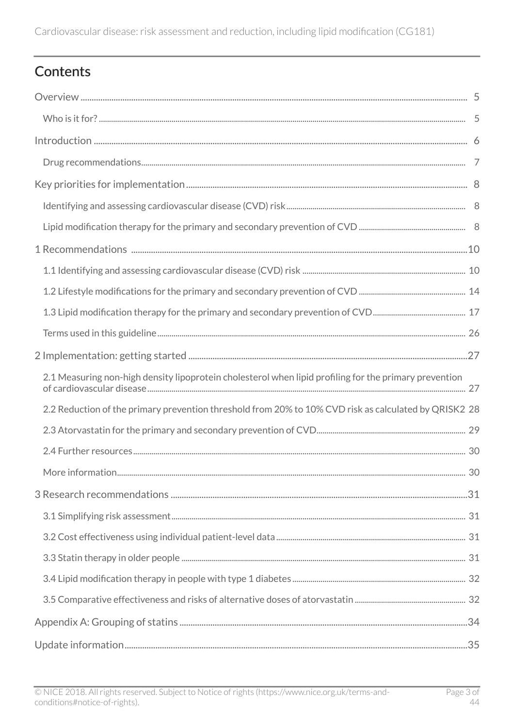# Contents

Overview ..... 5

- Who is it for? ..... 5

Introduction ..... 6

- Drug recommendations ..... 7

Key priorities for implementation ..... 8

- Identifying and assessing cardiovascular disease (CVD) risk ..... 8
- Lipid modification therapy for the primary and secondary prevention of CVD ..... 8

1 Recommendations ..... 10

- 1.1 Identifying and assessing cardiovascular disease (CVD) risk ..... 10
- 1.2 Lifestyle modifications for the primary and secondary prevention of CVD ..... 14
- 1.3 Lipid modification therapy for the primary and secondary prevention of CVD ..... 17
- Terms used in this guideline ..... 26

2 Implementation: getting started ..... 27

- 2.1 Measuring non-high density lipoprotein cholesterol when lipid profiling for the primary prevention of cardiovascular disease ..... 27
- 2.2 Reduction of the primary prevention threshold from 20% to 10% CVD risk as calculated by QRISK2 28
- 2.3 Atorvastatin for the primary and secondary prevention of CVD ..... 29
- 2.4 Further resources ..... 30
- More information ..... 30

3 Research recommendations ..... 31

- 3.1 Simplifying risk assessment ..... 31
- 3.2 Cost effectiveness using individual patient-level data ..... 31
- 3.3 Statin therapy in older people ..... 31
- 3.4 Lipid modification therapy in people with type 1 diabetes ..... 32
- 3.5 Comparative effectiveness and risks of alternative doses of atorvastatin ..... 32

Appendix A: Grouping of statins ..... 34

Update information ..... 35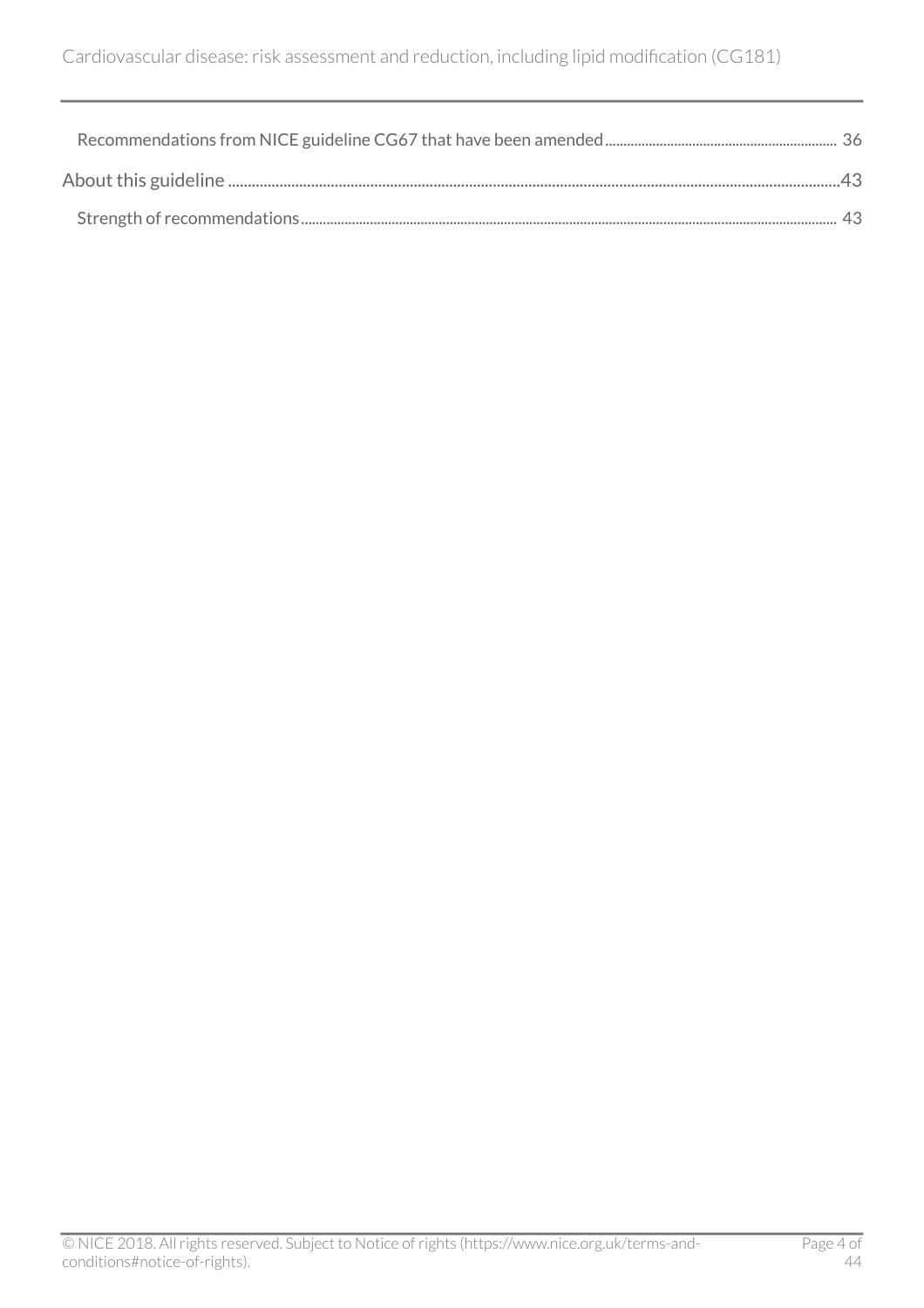Recommendations from NICE guideline CG67 that have been amended ........ 36

About this guideline ........ 43

Strength of recommendations ........ 43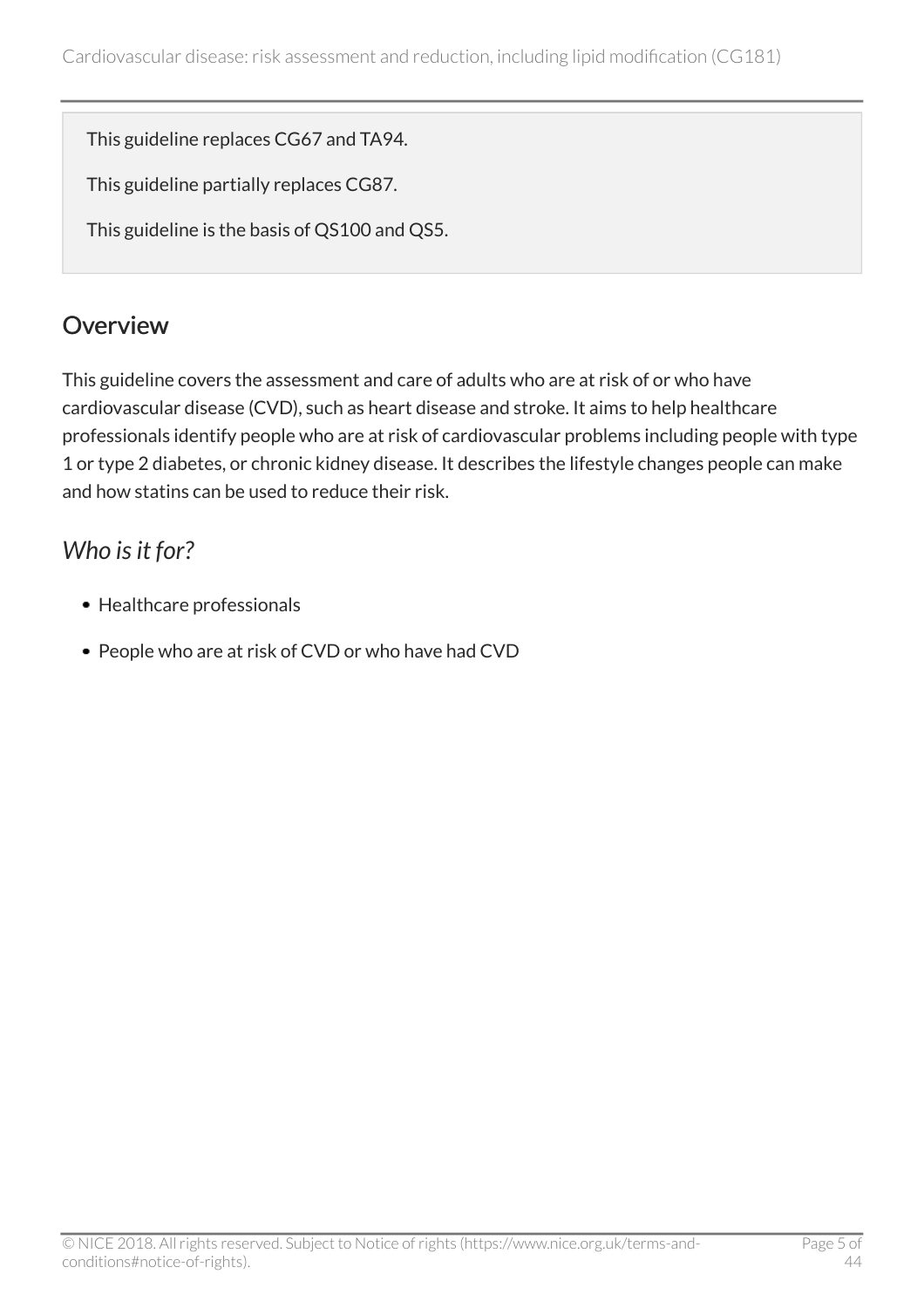This guideline replaces CG67 and TA94.

This guideline partially replaces CG87.

This guideline is the basis of QS100 and QS5.

## Overview

This guideline covers the assessment and care of adults who are at risk of or who have cardiovascular disease (CVD), such as heart disease and stroke. It aims to help healthcare professionals identify people who are at risk of cardiovascular problems including people with type 1 or type 2 diabetes, or chronic kidney disease. It describes the lifestyle changes people can make and how statins can be used to reduce their risk.

### *Who is it for?*

- Healthcare professionals
- People who are at risk of CVD or who have had CVD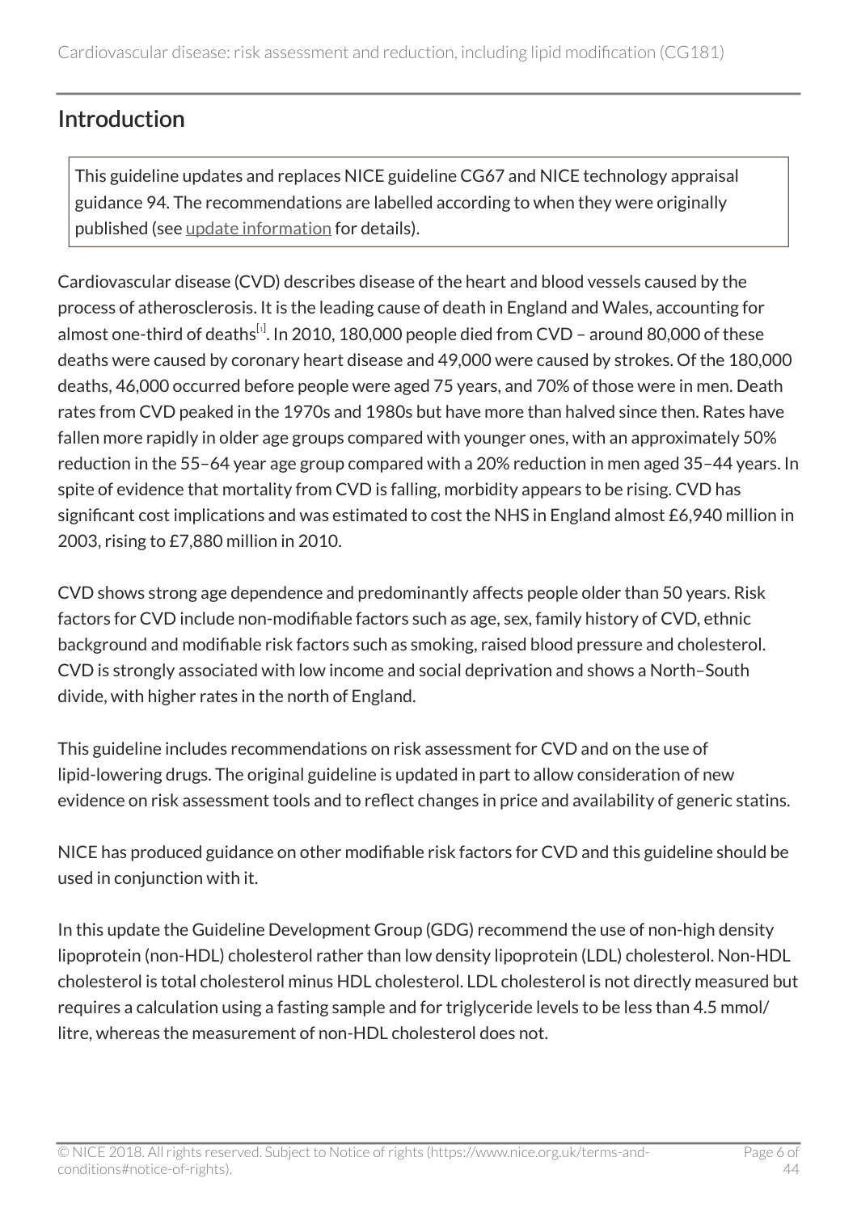## Introduction

This guideline updates and replaces NICE guideline CG67 and NICE technology appraisal guidance 94. The recommendations are labelled according to when they were originally published (see update information for details).

Cardiovascular disease (CVD) describes disease of the heart and blood vessels caused by the process of atherosclerosis. It is the leading cause of death in England and Wales, accounting for almost one-third of deaths[1]. In 2010, 180,000 people died from CVD – around 80,000 of these deaths were caused by coronary heart disease and 49,000 were caused by strokes. Of the 180,000 deaths, 46,000 occurred before people were aged 75 years, and 70% of those were in men. Death rates from CVD peaked in the 1970s and 1980s but have more than halved since then. Rates have fallen more rapidly in older age groups compared with younger ones, with an approximately 50% reduction in the 55–64 year age group compared with a 20% reduction in men aged 35–44 years. In spite of evidence that mortality from CVD is falling, morbidity appears to be rising. CVD has significant cost implications and was estimated to cost the NHS in England almost £6,940 million in 2003, rising to £7,880 million in 2010.

CVD shows strong age dependence and predominantly affects people older than 50 years. Risk factors for CVD include non-modifiable factors such as age, sex, family history of CVD, ethnic background and modifiable risk factors such as smoking, raised blood pressure and cholesterol. CVD is strongly associated with low income and social deprivation and shows a North–South divide, with higher rates in the north of England.

This guideline includes recommendations on risk assessment for CVD and on the use of lipid-lowering drugs. The original guideline is updated in part to allow consideration of new evidence on risk assessment tools and to reflect changes in price and availability of generic statins.

NICE has produced guidance on other modifiable risk factors for CVD and this guideline should be used in conjunction with it.

In this update the Guideline Development Group (GDG) recommend the use of non-high density lipoprotein (non-HDL) cholesterol rather than low density lipoprotein (LDL) cholesterol. Non-HDL cholesterol is total cholesterol minus HDL cholesterol. LDL cholesterol is not directly measured but requires a calculation using a fasting sample and for triglyceride levels to be less than 4.5 mmol/litre, whereas the measurement of non-HDL cholesterol does not.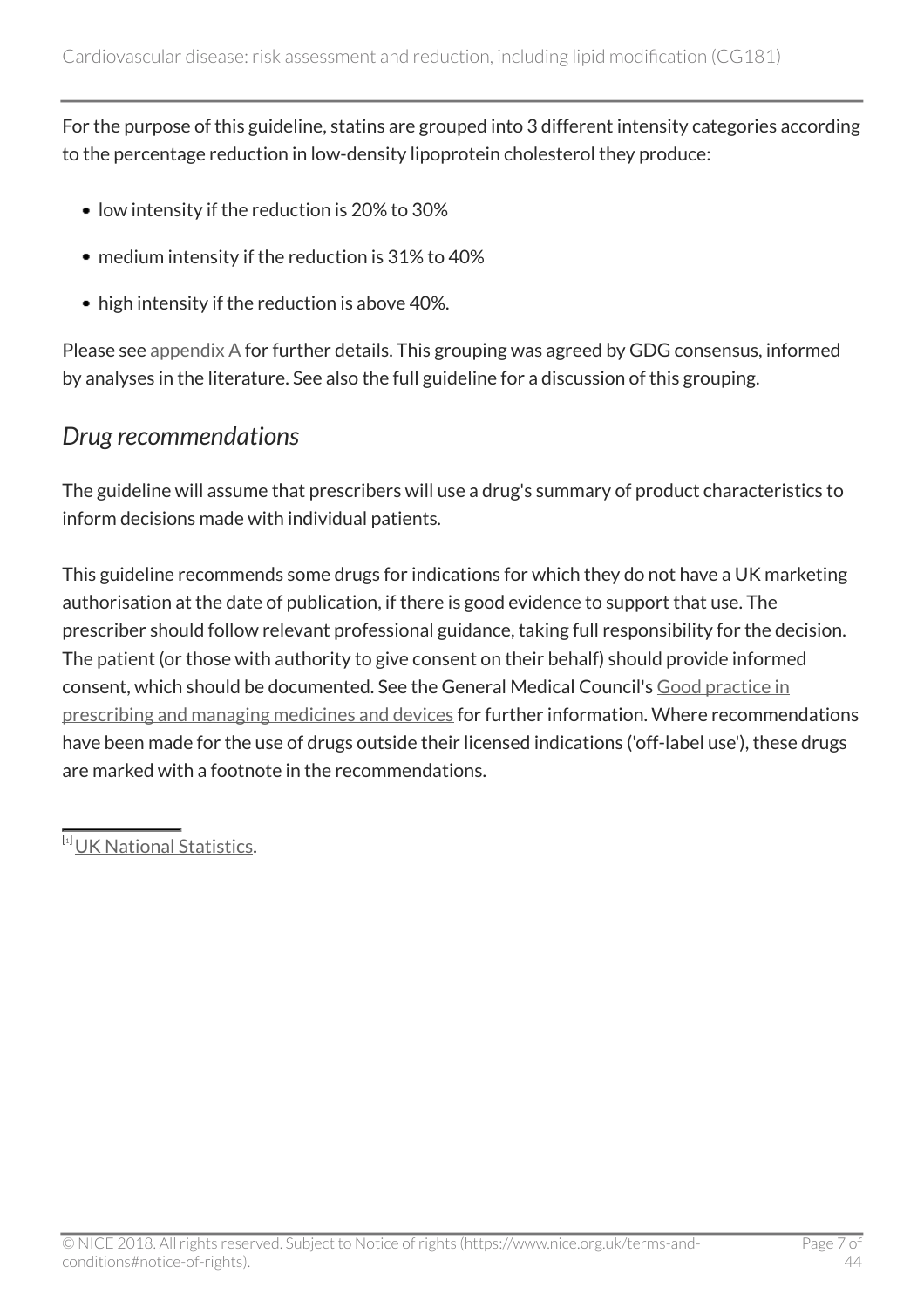For the purpose of this guideline, statins are grouped into 3 different intensity categories according to the percentage reduction in low-density lipoprotein cholesterol they produce:

- low intensity if the reduction is 20% to 30%
- medium intensity if the reduction is 31% to 40%
- high intensity if the reduction is above 40%.

Please see appendix A for further details. This grouping was agreed by GDG consensus, informed by analyses in the literature. See also the full guideline for a discussion of this grouping.

## *Drug recommendations*

The guideline will assume that prescribers will use a drug's summary of product characteristics to inform decisions made with individual patients.

This guideline recommends some drugs for indications for which they do not have a UK marketing authorisation at the date of publication, if there is good evidence to support that use. The prescriber should follow relevant professional guidance, taking full responsibility for the decision. The patient (or those with authority to give consent on their behalf) should provide informed consent, which should be documented. See the General Medical Council's Good practice in prescribing and managing medicines and devices for further information. Where recommendations have been made for the use of drugs outside their licensed indications ('off-label use'), these drugs are marked with a footnote in the recommendations.

---

[1] UK National Statistics.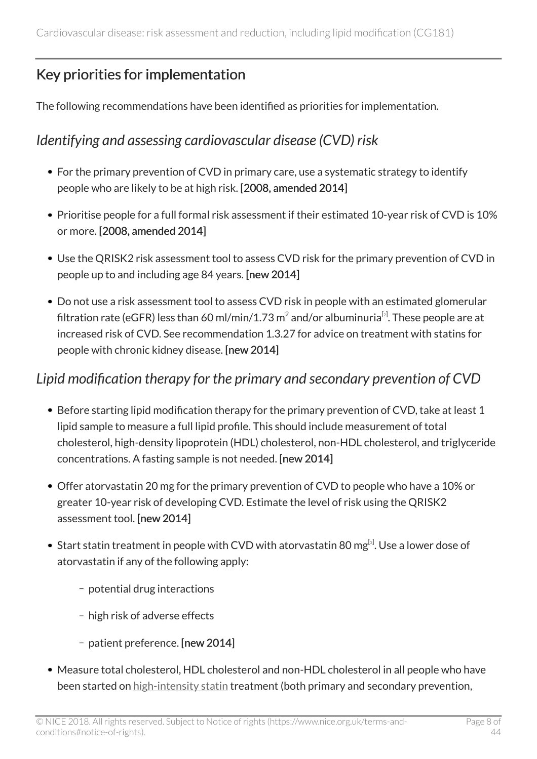## Key priorities for implementation

The following recommendations have been identified as priorities for implementation.

### *Identifying and assessing cardiovascular disease (CVD) risk*

- For the primary prevention of CVD in primary care, use a systematic strategy to identify people who are likely to be at high risk. **[2008, amended 2014]**
- Prioritise people for a full formal risk assessment if their estimated 10-year risk of CVD is 10% or more. **[2008, amended 2014]**
- Use the QRISK2 risk assessment tool to assess CVD risk for the primary prevention of CVD in people up to and including age 84 years. **[new 2014]**
- Do not use a risk assessment tool to assess CVD risk in people with an estimated glomerular filtration rate (eGFR) less than 60 ml/min/1.73 $m^2$ and/or albuminuria[2]. These people are at increased risk of CVD. See recommendation 1.3.27 for advice on treatment with statins for people with chronic kidney disease. **[new 2014]**

### *Lipid modification therapy for the primary and secondary prevention of CVD*

- Before starting lipid modification therapy for the primary prevention of CVD, take at least 1 lipid sample to measure a full lipid profile. This should include measurement of total cholesterol, high-density lipoprotein (HDL) cholesterol, non-HDL cholesterol, and triglyceride concentrations. A fasting sample is not needed. **[new 2014]**
- Offer atorvastatin 20 mg for the primary prevention of CVD to people who have a 10% or greater 10-year risk of developing CVD. Estimate the level of risk using the QRISK2 assessment tool. **[new 2014]**
- Start statin treatment in people with CVD with atorvastatin 80 mg[3]. Use a lower dose of atorvastatin if any of the following apply:
  - potential drug interactions
  - high risk of adverse effects
  - patient preference. **[new 2014]**
- Measure total cholesterol, HDL cholesterol and non-HDL cholesterol in all people who have been started on high-intensity statin treatment (both primary and secondary prevention,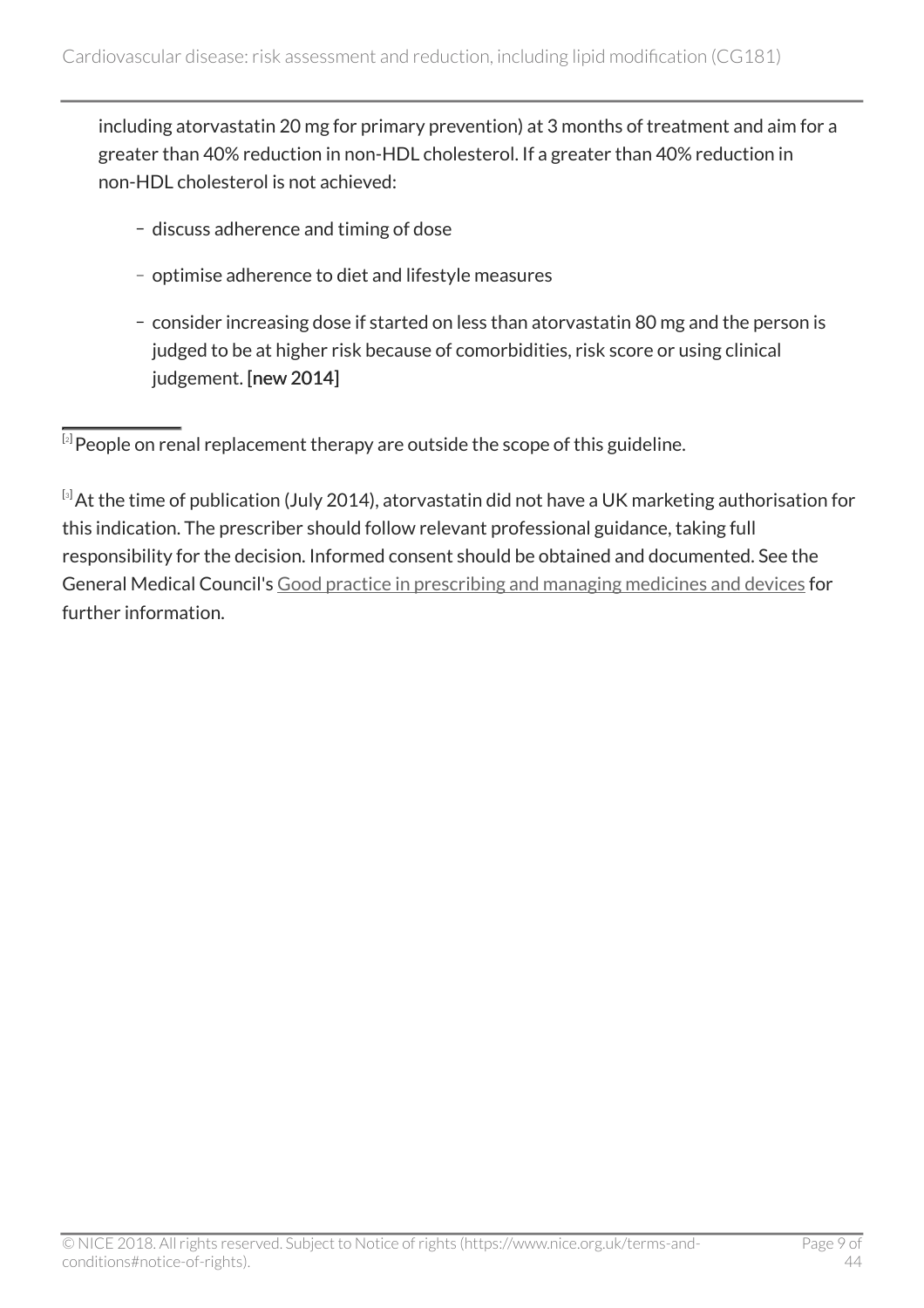including atorvastatin 20 mg for primary prevention) at 3 months of treatment and aim for a greater than 40% reduction in non-HDL cholesterol. If a greater than 40% reduction in non-HDL cholesterol is not achieved:

- discuss adherence and timing of dose
- optimise adherence to diet and lifestyle measures
- consider increasing dose if started on less than atorvastatin 80 mg and the person is judged to be at higher risk because of comorbidities, risk score or using clinical judgement. **[new 2014]**

---

[2] People on renal replacement therapy are outside the scope of this guideline.

[3] At the time of publication (July 2014), atorvastatin did not have a UK marketing authorisation for this indication. The prescriber should follow relevant professional guidance, taking full responsibility for the decision. Informed consent should be obtained and documented. See the General Medical Council's Good practice in prescribing and managing medicines and devices for further information.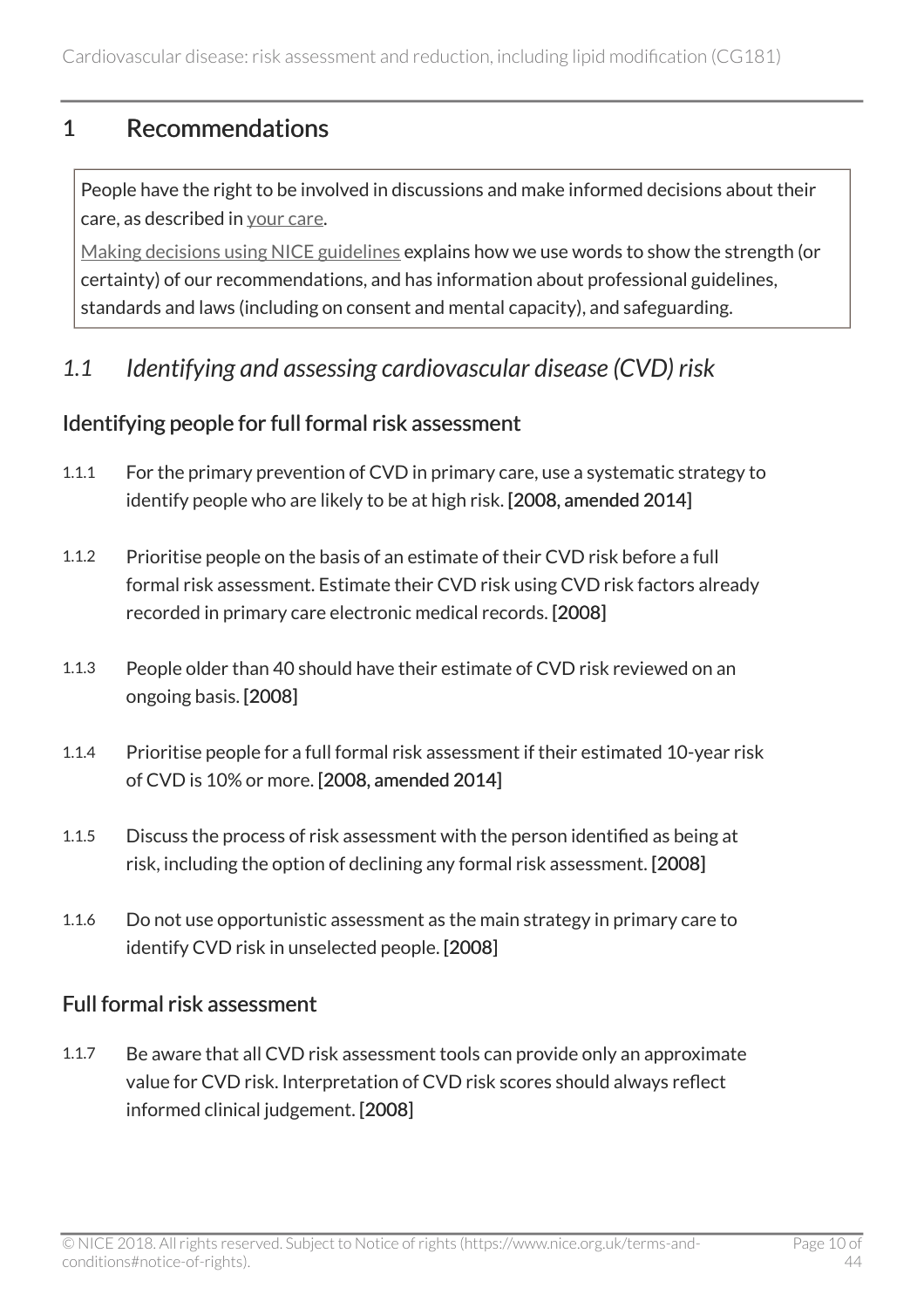# 1 Recommendations

People have the right to be involved in discussions and make informed decisions about their care, as described in your care.

Making decisions using NICE guidelines explains how we use words to show the strength (or certainty) of our recommendations, and has information about professional guidelines, standards and laws (including on consent and mental capacity), and safeguarding.

## *1.1 Identifying and assessing cardiovascular disease (CVD) risk*

### Identifying people for full formal risk assessment

1.1.1 For the primary prevention of CVD in primary care, use a systematic strategy to identify people who are likely to be at high risk. **[2008, amended 2014]**

1.1.2 Prioritise people on the basis of an estimate of their CVD risk before a full formal risk assessment. Estimate their CVD risk using CVD risk factors already recorded in primary care electronic medical records. **[2008]**

1.1.3 People older than 40 should have their estimate of CVD risk reviewed on an ongoing basis. **[2008]**

1.1.4 Prioritise people for a full formal risk assessment if their estimated 10-year risk of CVD is 10% or more. **[2008, amended 2014]**

1.1.5 Discuss the process of risk assessment with the person identified as being at risk, including the option of declining any formal risk assessment. **[2008]**

1.1.6 Do not use opportunistic assessment as the main strategy in primary care to identify CVD risk in unselected people. **[2008]**

### Full formal risk assessment

1.1.7 Be aware that all CVD risk assessment tools can provide only an approximate value for CVD risk. Interpretation of CVD risk scores should always reflect informed clinical judgement. **[2008]**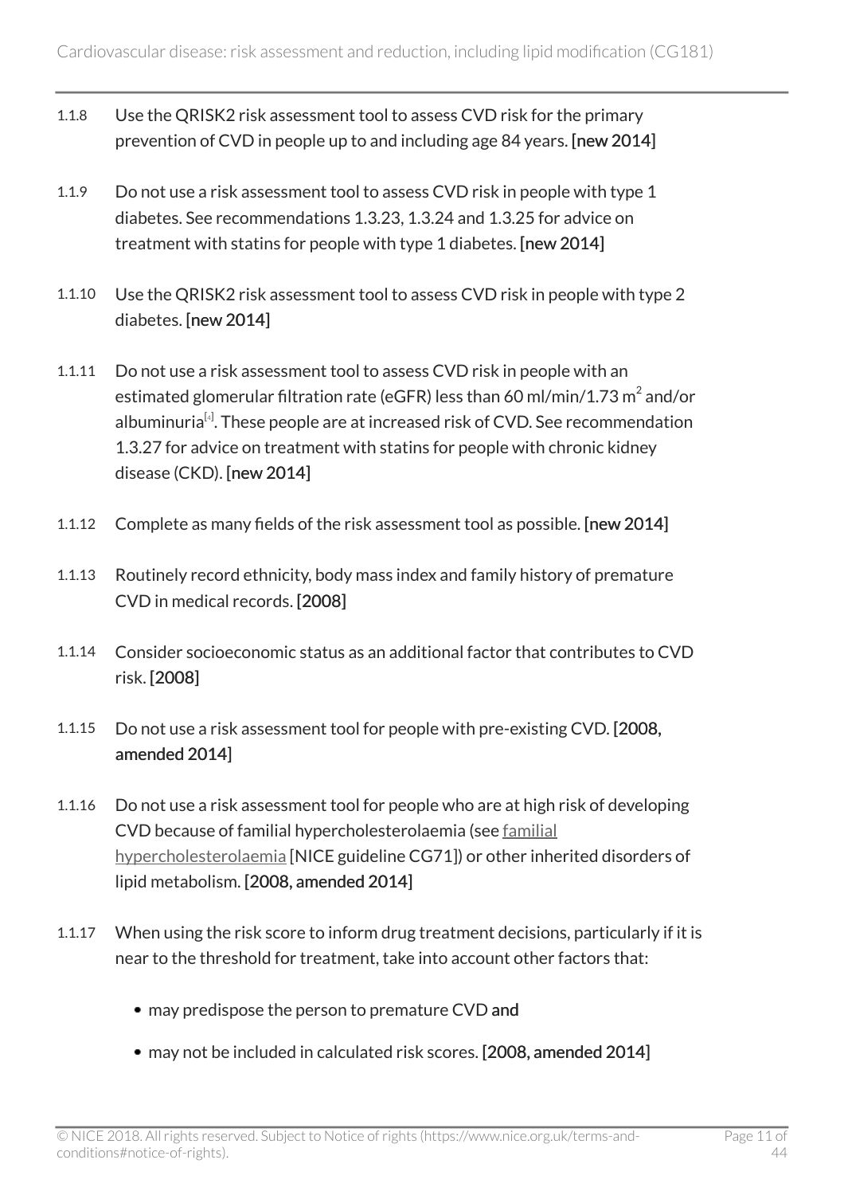1.1.8 Use the QRISK2 risk assessment tool to assess CVD risk for the primary prevention of CVD in people up to and including age 84 years. **[new 2014]**

1.1.9 Do not use a risk assessment tool to assess CVD risk in people with type 1 diabetes. See recommendations 1.3.23, 1.3.24 and 1.3.25 for advice on treatment with statins for people with type 1 diabetes. **[new 2014]**

1.1.10 Use the QRISK2 risk assessment tool to assess CVD risk in people with type 2 diabetes. **[new 2014]**

1.1.11 Do not use a risk assessment tool to assess CVD risk in people with an estimated glomerular filtration rate (eGFR) less than 60 ml/min/1.73 $m^2$ and/or albuminuria[4]. These people are at increased risk of CVD. See recommendation 1.3.27 for advice on treatment with statins for people with chronic kidney disease (CKD). **[new 2014]**

1.1.12 Complete as many fields of the risk assessment tool as possible. **[new 2014]**

1.1.13 Routinely record ethnicity, body mass index and family history of premature CVD in medical records. **[2008]**

1.1.14 Consider socioeconomic status as an additional factor that contributes to CVD risk. **[2008]**

1.1.15 Do not use a risk assessment tool for people with pre-existing CVD. **[2008, amended 2014]**

1.1.16 Do not use a risk assessment tool for people who are at high risk of developing CVD because of familial hypercholesterolaemia (see familial hypercholesterolaemia [NICE guideline CG71]) or other inherited disorders of lipid metabolism. **[2008, amended 2014]**

1.1.17 When using the risk score to inform drug treatment decisions, particularly if it is near to the threshold for treatment, take into account other factors that:

- may predispose the person to premature CVD **and**
- may not be included in calculated risk scores. **[2008, amended 2014]**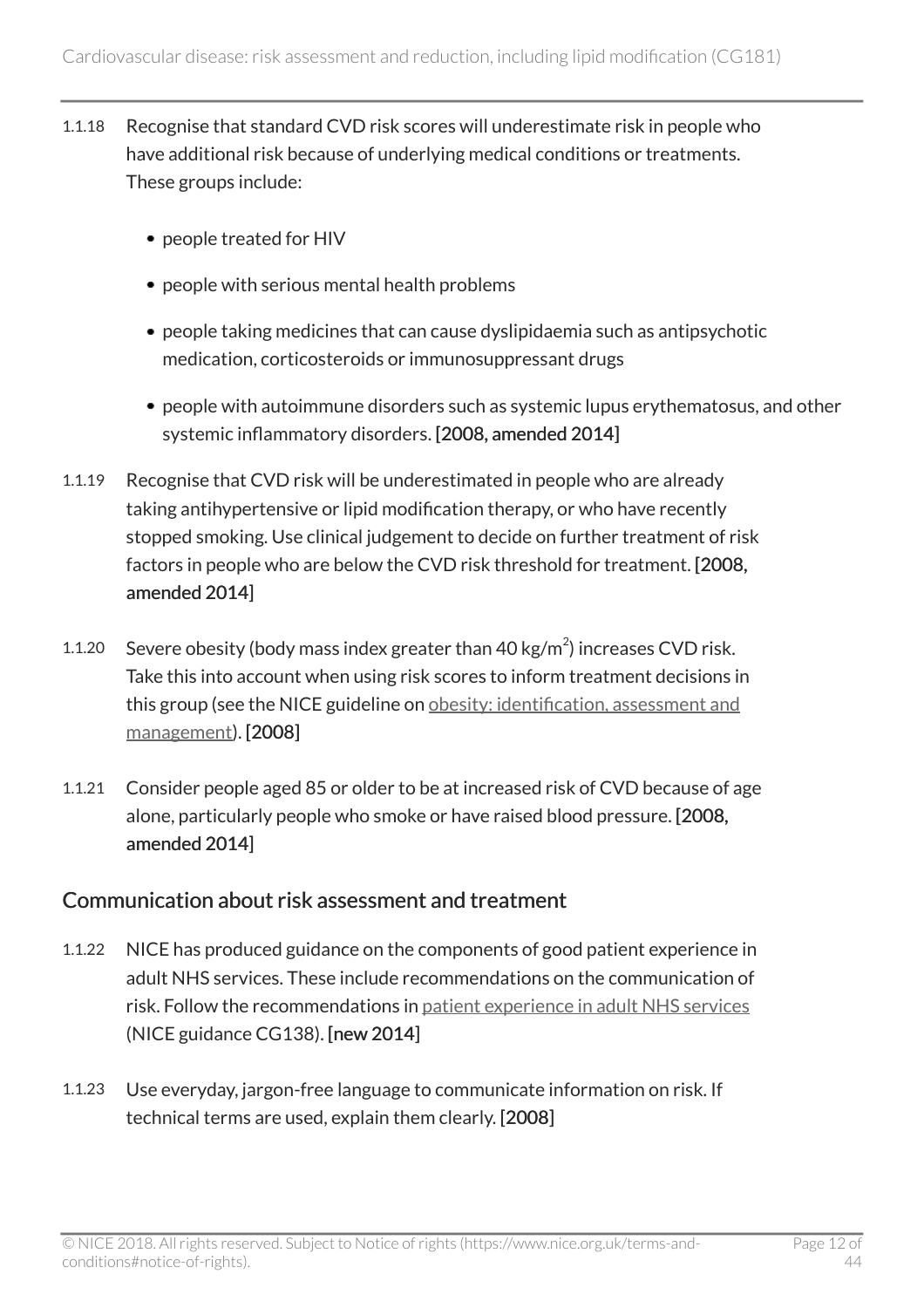1.1.18 Recognise that standard CVD risk scores will underestimate risk in people who have additional risk because of underlying medical conditions or treatments. These groups include:

- people treated for HIV
- people with serious mental health problems
- people taking medicines that can cause dyslipidaemia such as antipsychotic medication, corticosteroids or immunosuppressant drugs
- people with autoimmune disorders such as systemic lupus erythematosus, and other systemic inflammatory disorders. **[2008, amended 2014]**

1.1.19 Recognise that CVD risk will be underestimated in people who are already taking antihypertensive or lipid modification therapy, or who have recently stopped smoking. Use clinical judgement to decide on further treatment of risk factors in people who are below the CVD risk threshold for treatment. **[2008, amended 2014]**

1.1.20 Severe obesity (body mass index greater than 40 kg/m$^2$) increases CVD risk. Take this into account when using risk scores to inform treatment decisions in this group (see the NICE guideline on obesity: identification, assessment and management). **[2008]**

1.1.21 Consider people aged 85 or older to be at increased risk of CVD because of age alone, particularly people who smoke or have raised blood pressure. **[2008, amended 2014]**

## Communication about risk assessment and treatment

1.1.22 NICE has produced guidance on the components of good patient experience in adult NHS services. These include recommendations on the communication of risk. Follow the recommendations in patient experience in adult NHS services (NICE guidance CG138). **[new 2014]**

1.1.23 Use everyday, jargon-free language to communicate information on risk. If technical terms are used, explain them clearly. **[2008]**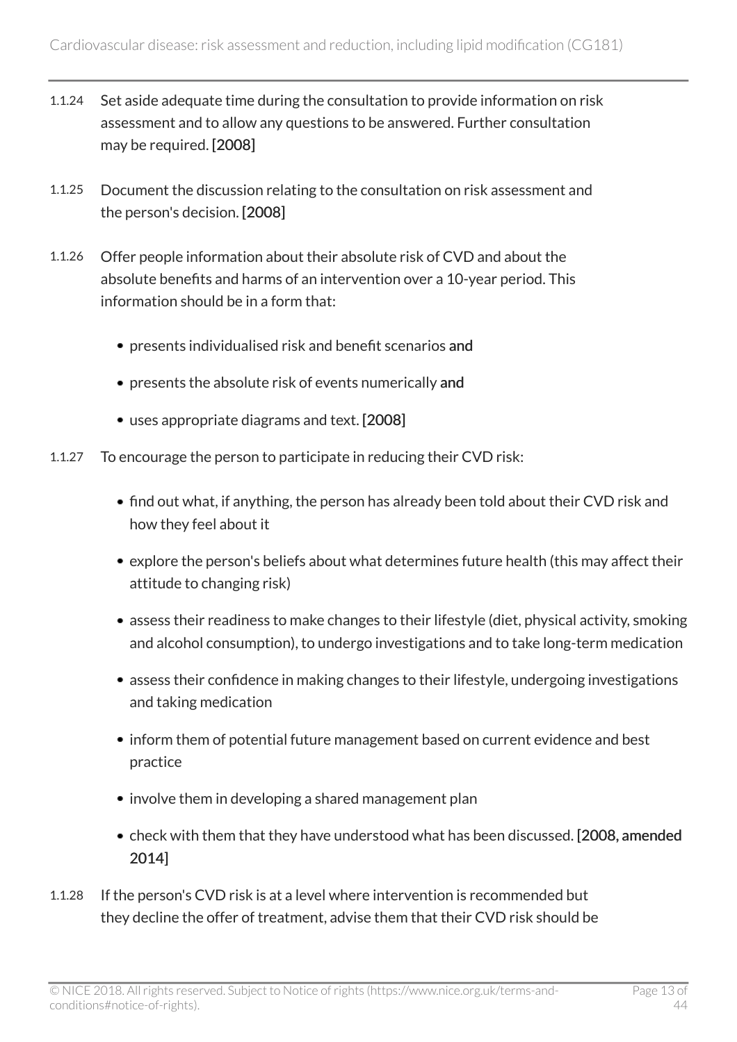1.1.24 Set aside adequate time during the consultation to provide information on risk assessment and to allow any questions to be answered. Further consultation may be required. **[2008]**

1.1.25 Document the discussion relating to the consultation on risk assessment and the person's decision. **[2008]**

1.1.26 Offer people information about their absolute risk of CVD and about the absolute benefits and harms of an intervention over a 10-year period. This information should be in a form that:

- presents individualised risk and benefit scenarios **and**
- presents the absolute risk of events numerically **and**
- uses appropriate diagrams and text. **[2008]**

1.1.27 To encourage the person to participate in reducing their CVD risk:

- find out what, if anything, the person has already been told about their CVD risk and how they feel about it
- explore the person's beliefs about what determines future health (this may affect their attitude to changing risk)
- assess their readiness to make changes to their lifestyle (diet, physical activity, smoking and alcohol consumption), to undergo investigations and to take long-term medication
- assess their confidence in making changes to their lifestyle, undergoing investigations and taking medication
- inform them of potential future management based on current evidence and best practice
- involve them in developing a shared management plan
- check with them that they have understood what has been discussed. **[2008, amended 2014]**

1.1.28 If the person's CVD risk is at a level where intervention is recommended but they decline the offer of treatment, advise them that their CVD risk should be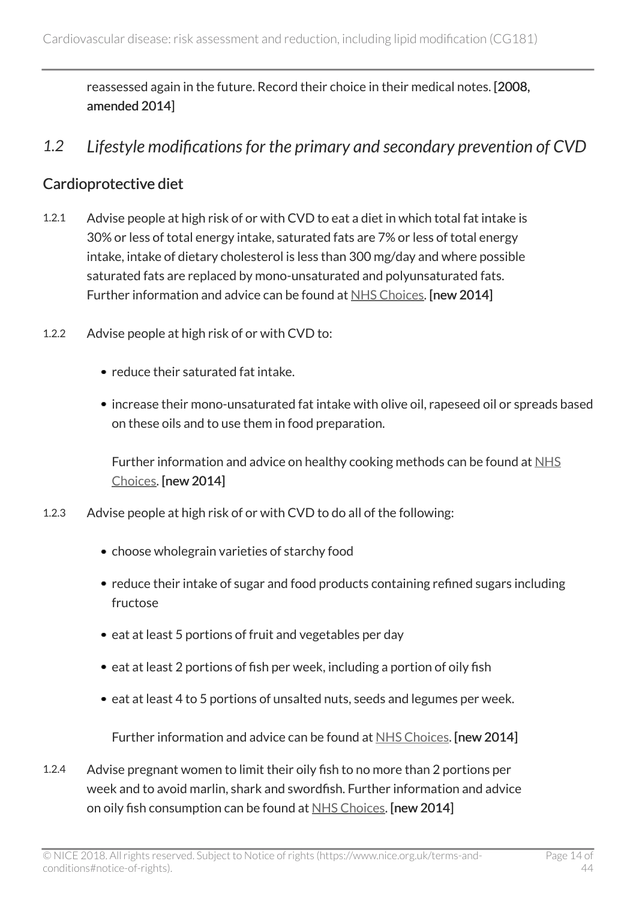reassessed again in the future. Record their choice in their medical notes. **[2008, amended 2014]**

## *1.2 Lifestyle modifications for the primary and secondary prevention of CVD*

### Cardioprotective diet

1.2.1 Advise people at high risk of or with CVD to eat a diet in which total fat intake is 30% or less of total energy intake, saturated fats are 7% or less of total energy intake, intake of dietary cholesterol is less than 300 mg/day and where possible saturated fats are replaced by mono-unsaturated and polyunsaturated fats. Further information and advice can be found at NHS Choices. **[new 2014]**

1.2.2 Advise people at high risk of or with CVD to:

- reduce their saturated fat intake.
- increase their mono-unsaturated fat intake with olive oil, rapeseed oil or spreads based on these oils and to use them in food preparation.

  Further information and advice on healthy cooking methods can be found at NHS Choices. **[new 2014]**

1.2.3 Advise people at high risk of or with CVD to do all of the following:

- choose wholegrain varieties of starchy food
- reduce their intake of sugar and food products containing refined sugars including fructose
- eat at least 5 portions of fruit and vegetables per day
- eat at least 2 portions of fish per week, including a portion of oily fish
- eat at least 4 to 5 portions of unsalted nuts, seeds and legumes per week.

  Further information and advice can be found at NHS Choices. **[new 2014]**

1.2.4 Advise pregnant women to limit their oily fish to no more than 2 portions per week and to avoid marlin, shark and swordfish. Further information and advice on oily fish consumption can be found at NHS Choices. **[new 2014]**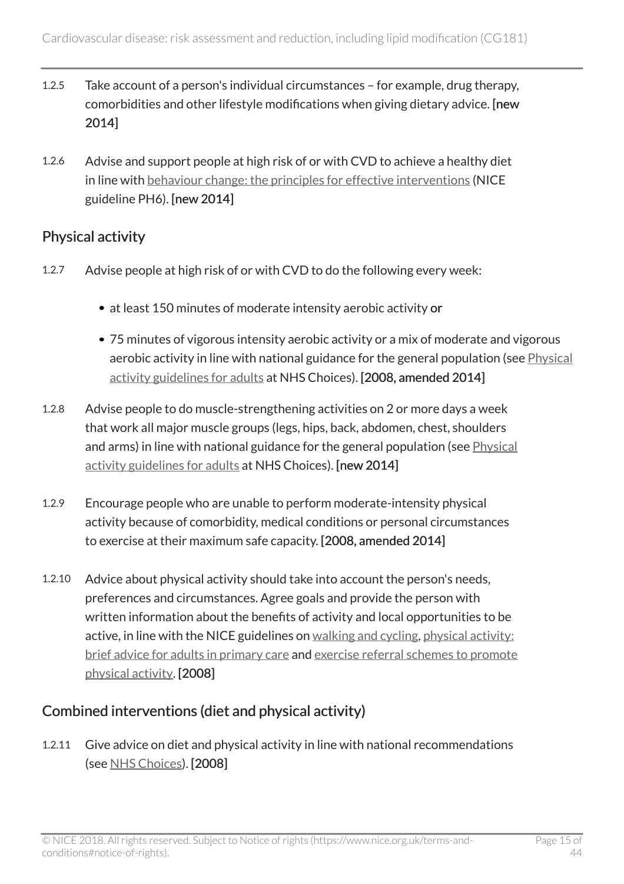1.2.5 Take account of a person's individual circumstances – for example, drug therapy, comorbidities and other lifestyle modifications when giving dietary advice. **[new 2014]**

1.2.6 Advise and support people at high risk of or with CVD to achieve a healthy diet in line with behaviour change: the principles for effective interventions (NICE guideline PH6). **[new 2014]**

## Physical activity

1.2.7 Advise people at high risk of or with CVD to do the following every week:

- at least 150 minutes of moderate intensity aerobic activity **or**
- 75 minutes of vigorous intensity aerobic activity or a mix of moderate and vigorous aerobic activity in line with national guidance for the general population (see Physical activity guidelines for adults at NHS Choices). **[2008, amended 2014]**

1.2.8 Advise people to do muscle-strengthening activities on 2 or more days a week that work all major muscle groups (legs, hips, back, abdomen, chest, shoulders and arms) in line with national guidance for the general population (see Physical activity guidelines for adults at NHS Choices). **[new 2014]**

1.2.9 Encourage people who are unable to perform moderate-intensity physical activity because of comorbidity, medical conditions or personal circumstances to exercise at their maximum safe capacity. **[2008, amended 2014]**

1.2.10 Advice about physical activity should take into account the person's needs, preferences and circumstances. Agree goals and provide the person with written information about the benefits of activity and local opportunities to be active, in line with the NICE guidelines on walking and cycling, physical activity: brief advice for adults in primary care and exercise referral schemes to promote physical activity. **[2008]**

## Combined interventions (diet and physical activity)

1.2.11 Give advice on diet and physical activity in line with national recommendations (see NHS Choices). **[2008]**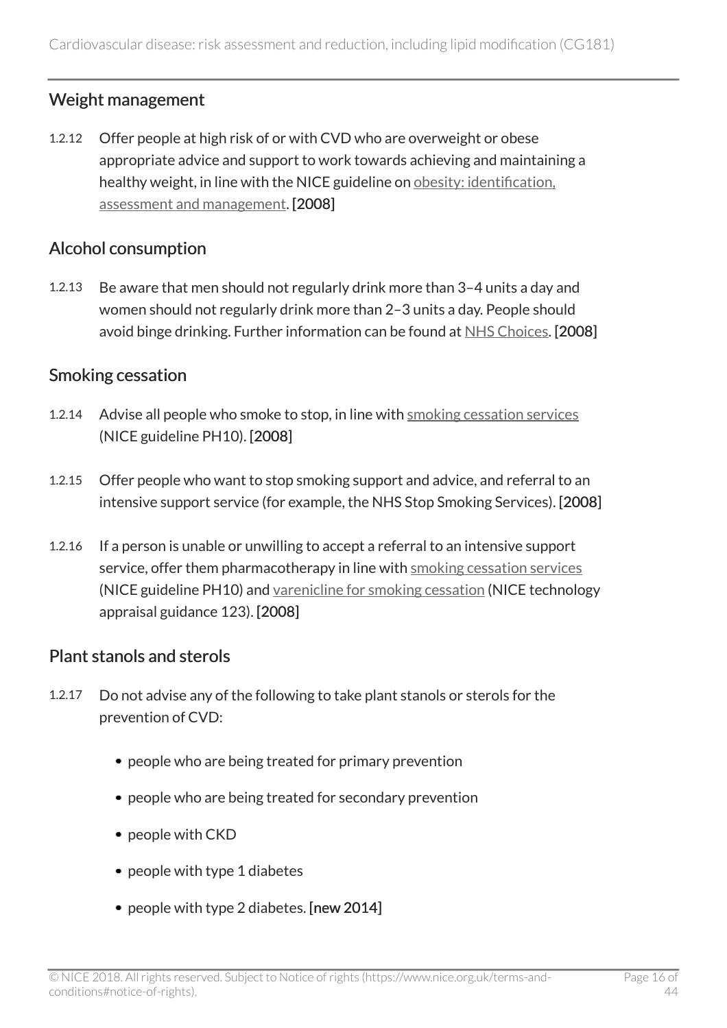## Weight management

1.2.12 Offer people at high risk of or with CVD who are overweight or obese appropriate advice and support to work towards achieving and maintaining a healthy weight, in line with the NICE guideline on obesity: identification, assessment and management. **[2008]**

## Alcohol consumption

1.2.13 Be aware that men should not regularly drink more than 3–4 units a day and women should not regularly drink more than 2–3 units a day. People should avoid binge drinking. Further information can be found at NHS Choices. **[2008]**

## Smoking cessation

1.2.14 Advise all people who smoke to stop, in line with smoking cessation services (NICE guideline PH10). **[2008]**

1.2.15 Offer people who want to stop smoking support and advice, and referral to an intensive support service (for example, the NHS Stop Smoking Services). **[2008]**

1.2.16 If a person is unable or unwilling to accept a referral to an intensive support service, offer them pharmacotherapy in line with smoking cessation services (NICE guideline PH10) and varenicline for smoking cessation (NICE technology appraisal guidance 123). **[2008]**

## Plant stanols and sterols

1.2.17 Do not advise any of the following to take plant stanols or sterols for the prevention of CVD:

- people who are being treated for primary prevention
- people who are being treated for secondary prevention
- people with CKD
- people with type 1 diabetes
- people with type 2 diabetes. **[new 2014]**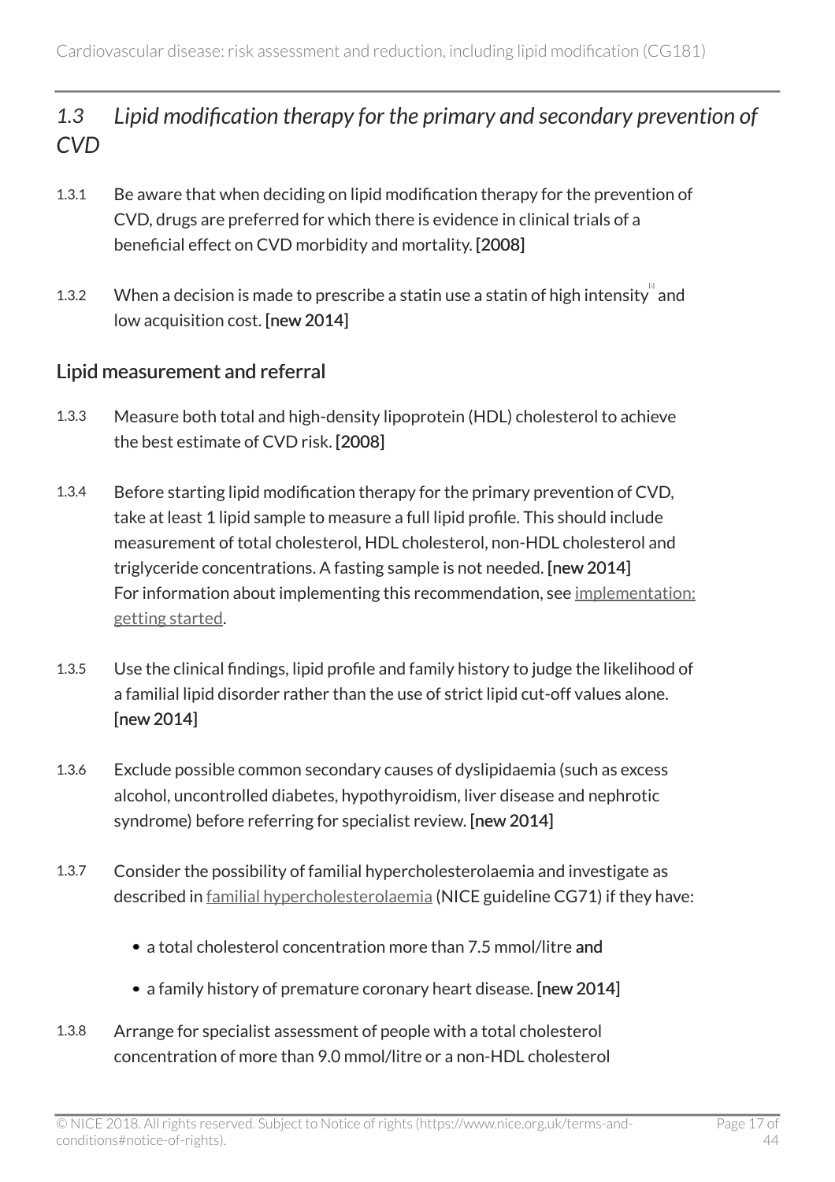## *1.3 Lipid modification therapy for the primary and secondary prevention of CVD*

1.3.1 Be aware that when deciding on lipid modification therapy for the prevention of CVD, drugs are preferred for which there is evidence in clinical trials of a beneficial effect on CVD morbidity and mortality. **[2008]**

1.3.2 When a decision is made to prescribe a statin use a statin of high intensity[4] and low acquisition cost. **[new 2014]**

### Lipid measurement and referral

1.3.3 Measure both total and high-density lipoprotein (HDL) cholesterol to achieve the best estimate of CVD risk. **[2008]**

1.3.4 Before starting lipid modification therapy for the primary prevention of CVD, take at least 1 lipid sample to measure a full lipid profile. This should include measurement of total cholesterol, HDL cholesterol, non-HDL cholesterol and triglyceride concentrations. A fasting sample is not needed. **[new 2014]**
For information about implementing this recommendation, see implementation: getting started.

1.3.5 Use the clinical findings, lipid profile and family history to judge the likelihood of a familial lipid disorder rather than the use of strict lipid cut-off values alone. **[new 2014]**

1.3.6 Exclude possible common secondary causes of dyslipidaemia (such as excess alcohol, uncontrolled diabetes, hypothyroidism, liver disease and nephrotic syndrome) before referring for specialist review. **[new 2014]**

1.3.7 Consider the possibility of familial hypercholesterolaemia and investigate as described in familial hypercholesterolaemia (NICE guideline CG71) if they have:

- a total cholesterol concentration more than 7.5 mmol/litre **and**
- a family history of premature coronary heart disease. **[new 2014]**

1.3.8 Arrange for specialist assessment of people with a total cholesterol concentration of more than 9.0 mmol/litre or a non-HDL cholesterol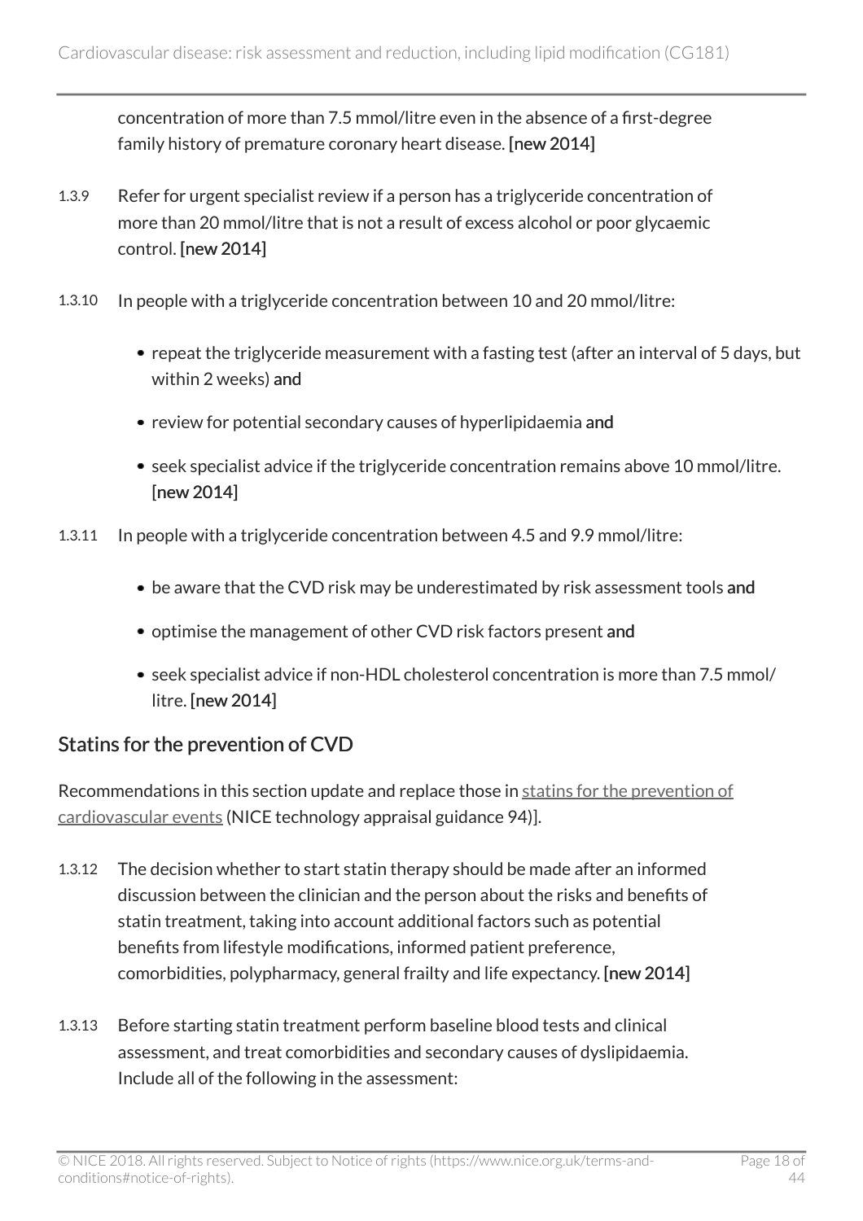concentration of more than 7.5 mmol/litre even in the absence of a first-degree family history of premature coronary heart disease. **[new 2014]**

1.3.9 Refer for urgent specialist review if a person has a triglyceride concentration of more than 20 mmol/litre that is not a result of excess alcohol or poor glycaemic control. **[new 2014]**

1.3.10 In people with a triglyceride concentration between 10 and 20 mmol/litre:

- repeat the triglyceride measurement with a fasting test (after an interval of 5 days, but within 2 weeks) **and**
- review for potential secondary causes of hyperlipidaemia **and**
- seek specialist advice if the triglyceride concentration remains above 10 mmol/litre. **[new 2014]**

1.3.11 In people with a triglyceride concentration between 4.5 and 9.9 mmol/litre:

- be aware that the CVD risk may be underestimated by risk assessment tools **and**
- optimise the management of other CVD risk factors present **and**
- seek specialist advice if non-HDL cholesterol concentration is more than 7.5 mmol/litre. **[new 2014]**

## Statins for the prevention of CVD

Recommendations in this section update and replace those in statins for the prevention of cardiovascular events (NICE technology appraisal guidance 94)].

1.3.12 The decision whether to start statin therapy should be made after an informed discussion between the clinician and the person about the risks and benefits of statin treatment, taking into account additional factors such as potential benefits from lifestyle modifications, informed patient preference, comorbidities, polypharmacy, general frailty and life expectancy. **[new 2014]**

1.3.13 Before starting statin treatment perform baseline blood tests and clinical assessment, and treat comorbidities and secondary causes of dyslipidaemia. Include all of the following in the assessment: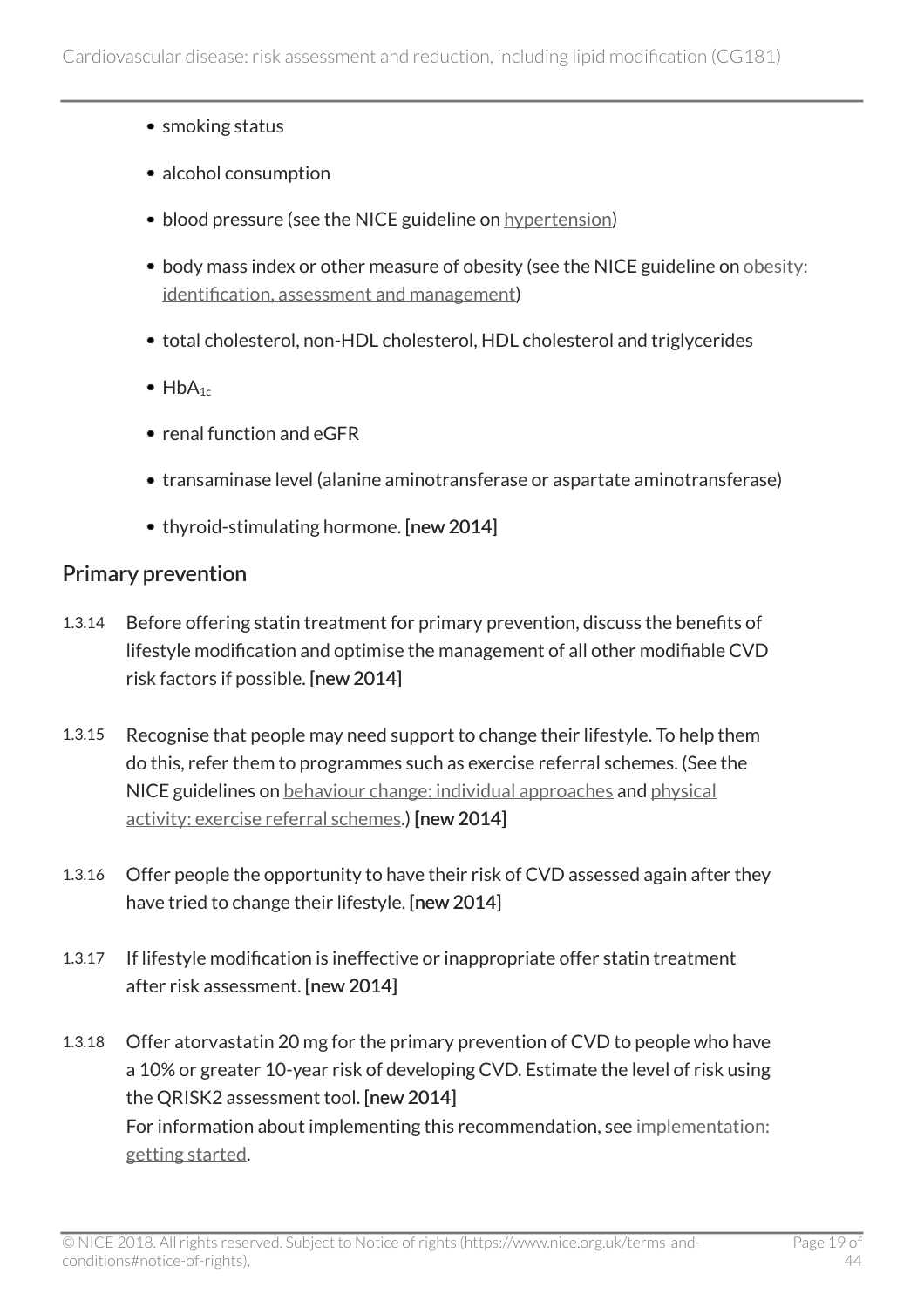- smoking status
- alcohol consumption
- blood pressure (see the NICE guideline on hypertension)
- body mass index or other measure of obesity (see the NICE guideline on obesity: identification, assessment and management)
- total cholesterol, non-HDL cholesterol, HDL cholesterol and triglycerides
- $HbA_{1c}$
- renal function and eGFR
- transaminase level (alanine aminotransferase or aspartate aminotransferase)
- thyroid-stimulating hormone. **[new 2014]**

## Primary prevention

1.3.14 Before offering statin treatment for primary prevention, discuss the benefits of lifestyle modification and optimise the management of all other modifiable CVD risk factors if possible. **[new 2014]**

1.3.15 Recognise that people may need support to change their lifestyle. To help them do this, refer them to programmes such as exercise referral schemes. (See the NICE guidelines on behaviour change: individual approaches and physical activity: exercise referral schemes.) **[new 2014]**

1.3.16 Offer people the opportunity to have their risk of CVD assessed again after they have tried to change their lifestyle. **[new 2014]**

1.3.17 If lifestyle modification is ineffective or inappropriate offer statin treatment after risk assessment. **[new 2014]**

1.3.18 Offer atorvastatin 20 mg for the primary prevention of CVD to people who have a 10% or greater 10-year risk of developing CVD. Estimate the level of risk using the QRISK2 assessment tool. **[new 2014]**
For information about implementing this recommendation, see implementation: getting started.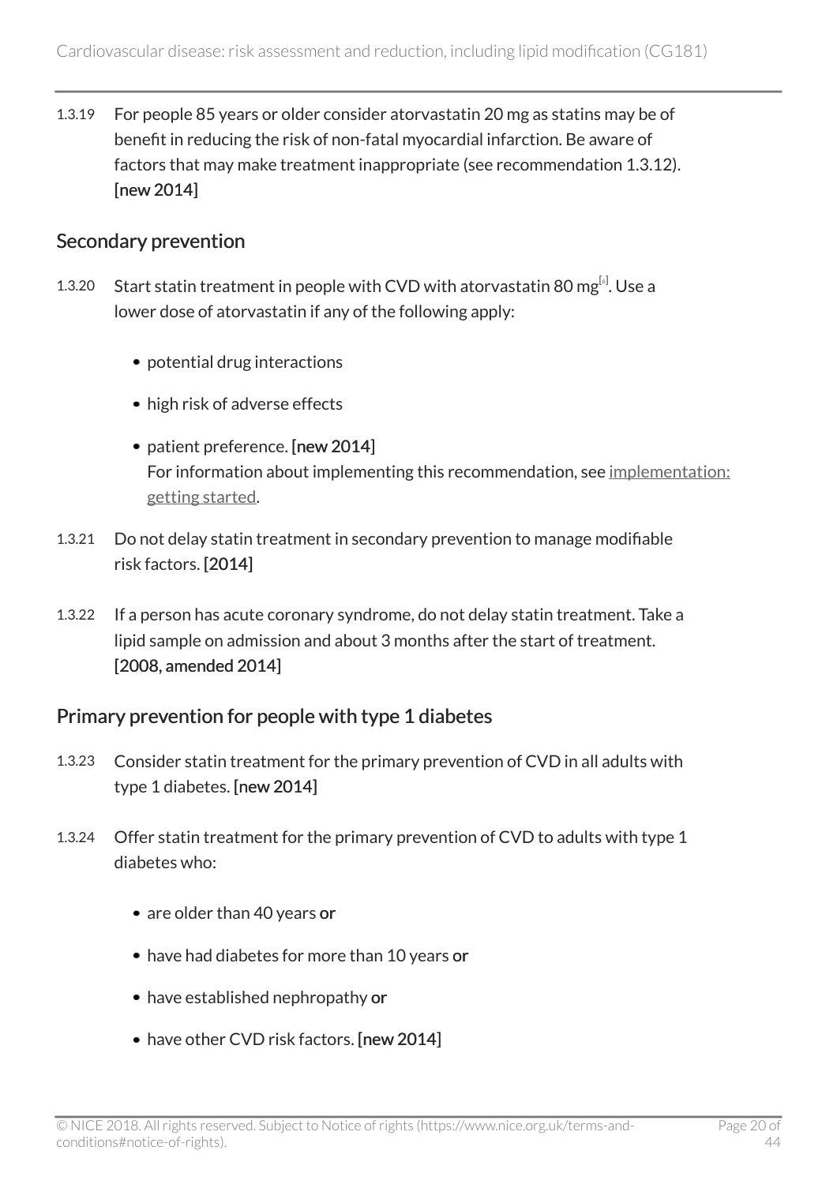1.3.19 For people 85 years or older consider atorvastatin 20 mg as statins may be of benefit in reducing the risk of non-fatal myocardial infarction. Be aware of factors that may make treatment inappropriate (see recommendation 1.3.12). **[new 2014]**

## Secondary prevention

1.3.20 Start statin treatment in people with CVD with atorvastatin 80 mg[6]. Use a lower dose of atorvastatin if any of the following apply:

- potential drug interactions
- high risk of adverse effects
- patient preference. **[new 2014]**
  For information about implementing this recommendation, see implementation: getting started.

1.3.21 Do not delay statin treatment in secondary prevention to manage modifiable risk factors. **[2014]**

1.3.22 If a person has acute coronary syndrome, do not delay statin treatment. Take a lipid sample on admission and about 3 months after the start of treatment. **[2008, amended 2014]**

## Primary prevention for people with type 1 diabetes

1.3.23 Consider statin treatment for the primary prevention of CVD in all adults with type 1 diabetes. **[new 2014]**

1.3.24 Offer statin treatment for the primary prevention of CVD to adults with type 1 diabetes who:

- are older than 40 years **or**
- have had diabetes for more than 10 years **or**
- have established nephropathy **or**
- have other CVD risk factors. **[new 2014]**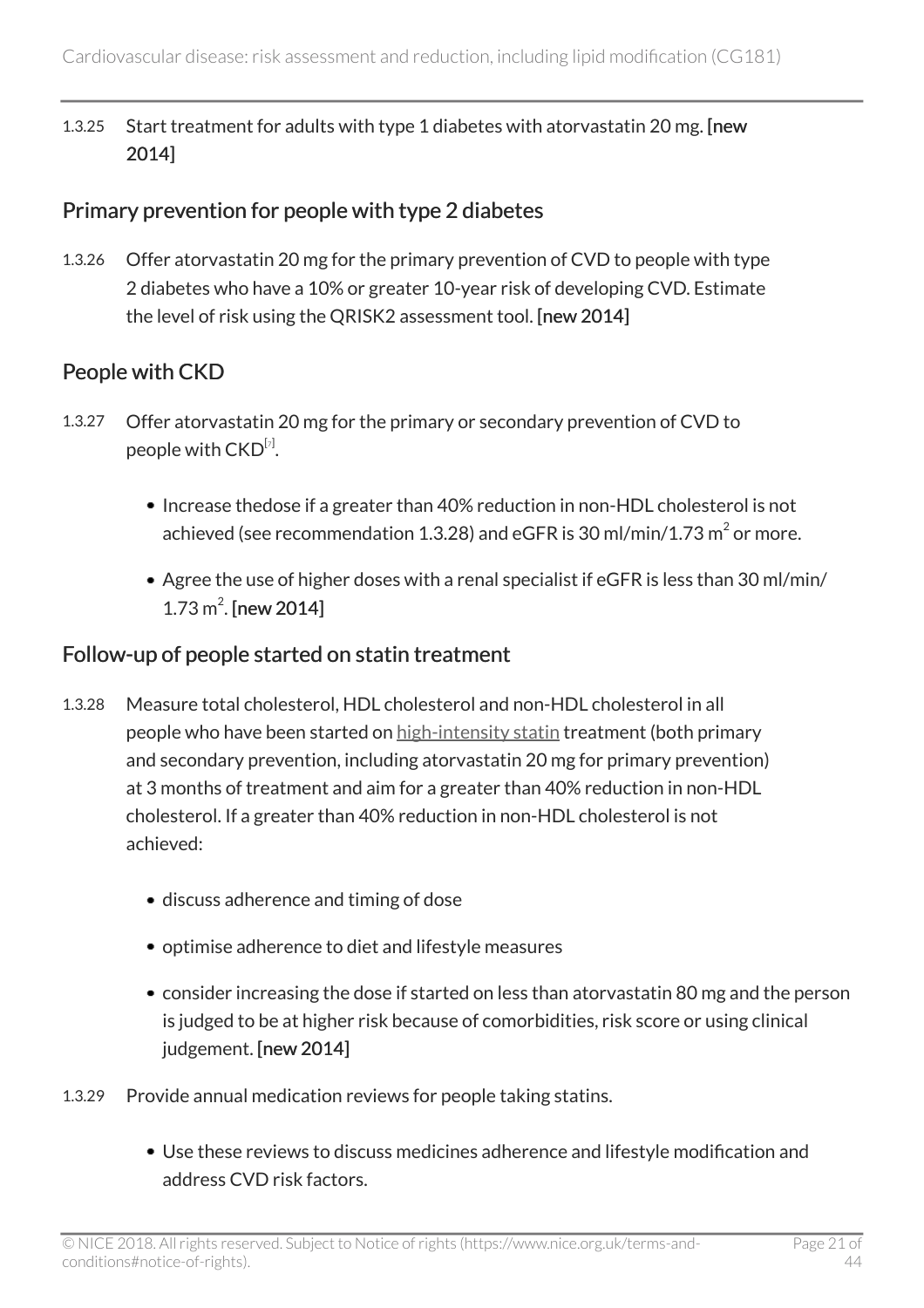1.3.25 Start treatment for adults with type 1 diabetes with atorvastatin 20 mg. **[new 2014]**

## Primary prevention for people with type 2 diabetes

1.3.26 Offer atorvastatin 20 mg for the primary prevention of CVD to people with type 2 diabetes who have a 10% or greater 10-year risk of developing CVD. Estimate the level of risk using the QRISK2 assessment tool. **[new 2014]**

## People with CKD

1.3.27 Offer atorvastatin 20 mg for the primary or secondary prevention of CVD to people with CKD[7].

- Increase thedose if a greater than 40% reduction in non-HDL cholesterol is not achieved (see recommendation 1.3.28) and eGFR is 30 ml/min/1.73 $m^2$ or more.
- Agree the use of higher doses with a renal specialist if eGFR is less than 30 ml/min/1.73 $m^2$. **[new 2014]**

## Follow-up of people started on statin treatment

1.3.28 Measure total cholesterol, HDL cholesterol and non-HDL cholesterol in all people who have been started on high-intensity statin treatment (both primary and secondary prevention, including atorvastatin 20 mg for primary prevention) at 3 months of treatment and aim for a greater than 40% reduction in non-HDL cholesterol. If a greater than 40% reduction in non-HDL cholesterol is not achieved:

- discuss adherence and timing of dose
- optimise adherence to diet and lifestyle measures
- consider increasing the dose if started on less than atorvastatin 80 mg and the person is judged to be at higher risk because of comorbidities, risk score or using clinical judgement. **[new 2014]**

1.3.29 Provide annual medication reviews for people taking statins.

- Use these reviews to discuss medicines adherence and lifestyle modification and address CVD risk factors.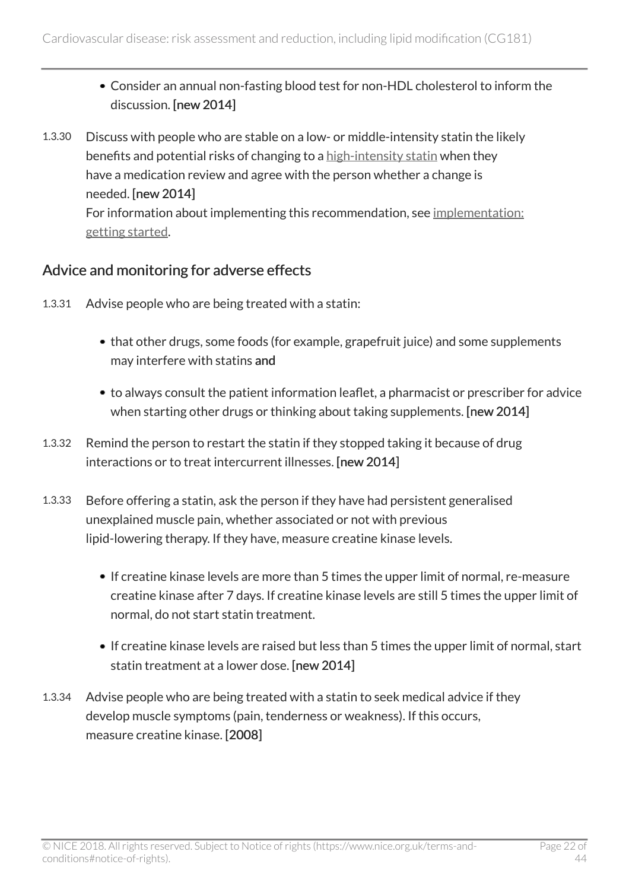- Consider an annual non-fasting blood test for non-HDL cholesterol to inform the discussion. **[new 2014]**

1.3.30 Discuss with people who are stable on a low- or middle-intensity statin the likely benefits and potential risks of changing to a high-intensity statin when they have a medication review and agree with the person whether a change is needed. **[new 2014]**

For information about implementing this recommendation, see implementation: getting started.

## Advice and monitoring for adverse effects

1.3.31 Advise people who are being treated with a statin:

- that other drugs, some foods (for example, grapefruit juice) and some supplements may interfere with statins **and**
- to always consult the patient information leaflet, a pharmacist or prescriber for advice when starting other drugs or thinking about taking supplements. **[new 2014]**

1.3.32 Remind the person to restart the statin if they stopped taking it because of drug interactions or to treat intercurrent illnesses. **[new 2014]**

1.3.33 Before offering a statin, ask the person if they have had persistent generalised unexplained muscle pain, whether associated or not with previous lipid-lowering therapy. If they have, measure creatine kinase levels.

- If creatine kinase levels are more than 5 times the upper limit of normal, re-measure creatine kinase after 7 days. If creatine kinase levels are still 5 times the upper limit of normal, do not start statin treatment.
- If creatine kinase levels are raised but less than 5 times the upper limit of normal, start statin treatment at a lower dose. **[new 2014]**

1.3.34 Advise people who are being treated with a statin to seek medical advice if they develop muscle symptoms (pain, tenderness or weakness). If this occurs, measure creatine kinase. **[2008]**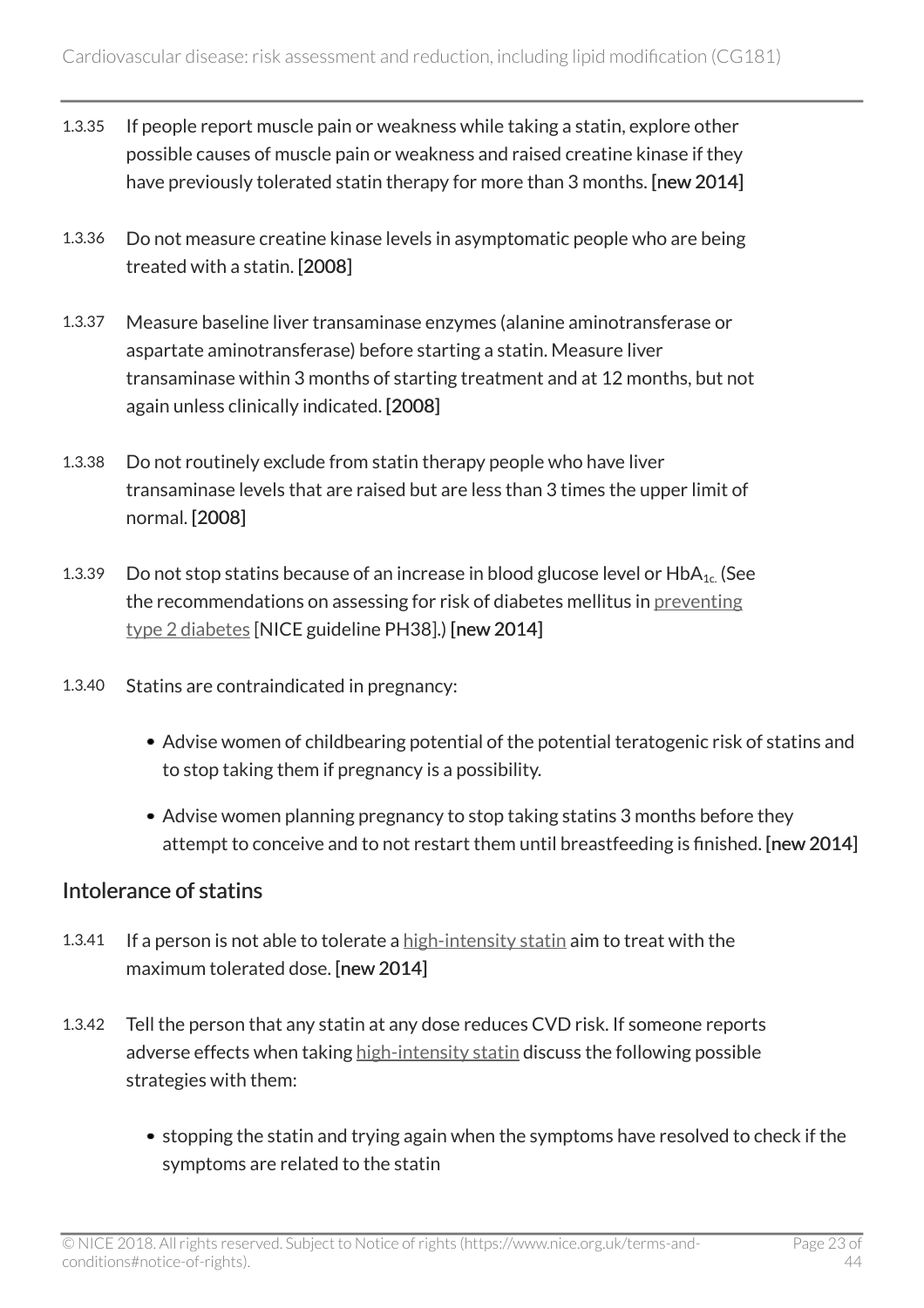1.3.35 If people report muscle pain or weakness while taking a statin, explore other possible causes of muscle pain or weakness and raised creatine kinase if they have previously tolerated statin therapy for more than 3 months. [new 2014]

1.3.36 Do not measure creatine kinase levels in asymptomatic people who are being treated with a statin. [2008]

1.3.37 Measure baseline liver transaminase enzymes (alanine aminotransferase or aspartate aminotransferase) before starting a statin. Measure liver transaminase within 3 months of starting treatment and at 12 months, but not again unless clinically indicated. [2008]

1.3.38 Do not routinely exclude from statin therapy people who have liver transaminase levels that are raised but are less than 3 times the upper limit of normal. [2008]

1.3.39 Do not stop statins because of an increase in blood glucose level or $HbA_{1c}$. (See the recommendations on assessing for risk of diabetes mellitus in preventing type 2 diabetes [NICE guideline PH38].) [new 2014]

1.3.40 Statins are contraindicated in pregnancy:

- Advise women of childbearing potential of the potential teratogenic risk of statins and to stop taking them if pregnancy is a possibility.
- Advise women planning pregnancy to stop taking statins 3 months before they attempt to conceive and to not restart them until breastfeeding is finished. [new 2014]

## Intolerance of statins

1.3.41 If a person is not able to tolerate a high-intensity statin aim to treat with the maximum tolerated dose. [new 2014]

1.3.42 Tell the person that any statin at any dose reduces CVD risk. If someone reports adverse effects when taking high-intensity statin discuss the following possible strategies with them:

- stopping the statin and trying again when the symptoms have resolved to check if the symptoms are related to the statin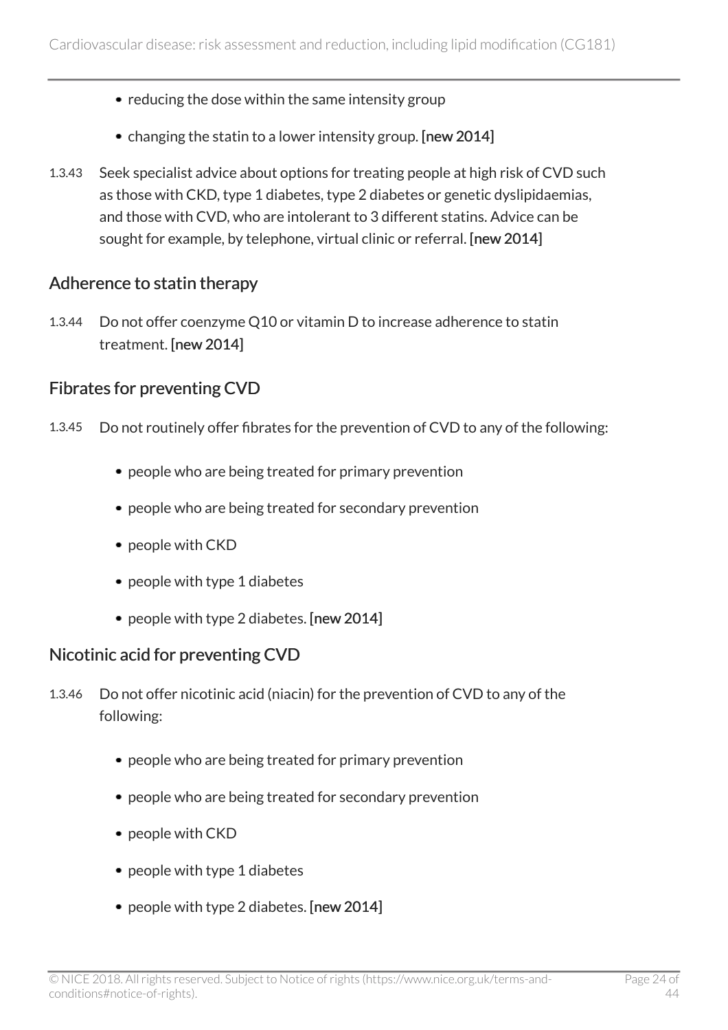- reducing the dose within the same intensity group
- changing the statin to a lower intensity group. **[new 2014]**

1.3.43 Seek specialist advice about options for treating people at high risk of CVD such as those with CKD, type 1 diabetes, type 2 diabetes or genetic dyslipidaemias, and those with CVD, who are intolerant to 3 different statins. Advice can be sought for example, by telephone, virtual clinic or referral. **[new 2014]**

## Adherence to statin therapy

1.3.44 Do not offer coenzyme Q10 or vitamin D to increase adherence to statin treatment. **[new 2014]**

## Fibrates for preventing CVD

1.3.45 Do not routinely offer fibrates for the prevention of CVD to any of the following:

- people who are being treated for primary prevention
- people who are being treated for secondary prevention
- people with CKD
- people with type 1 diabetes
- people with type 2 diabetes. **[new 2014]**

## Nicotinic acid for preventing CVD

1.3.46 Do not offer nicotinic acid (niacin) for the prevention of CVD to any of the following:

- people who are being treated for primary prevention
- people who are being treated for secondary prevention
- people with CKD
- people with type 1 diabetes
- people with type 2 diabetes. **[new 2014]**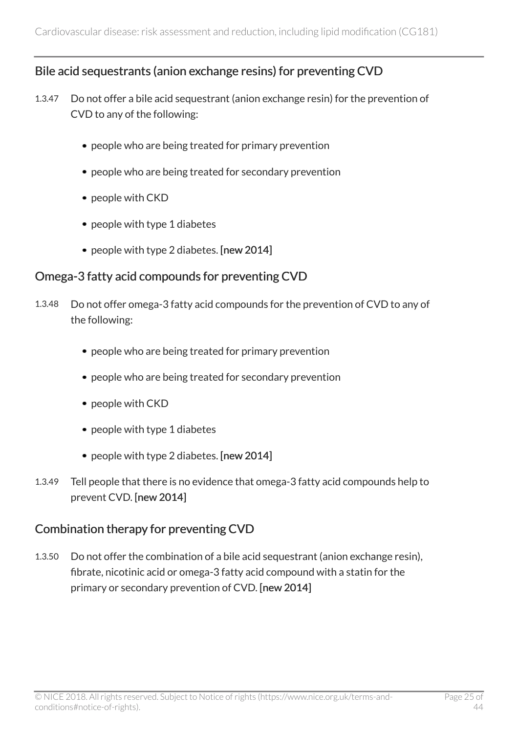### Bile acid sequestrants (anion exchange resins) for preventing CVD

1.3.47 Do not offer a bile acid sequestrant (anion exchange resin) for the prevention of CVD to any of the following:

- people who are being treated for primary prevention
- people who are being treated for secondary prevention
- people with CKD
- people with type 1 diabetes
- people with type 2 diabetes. **[new 2014]**

### Omega-3 fatty acid compounds for preventing CVD

1.3.48 Do not offer omega-3 fatty acid compounds for the prevention of CVD to any of the following:

- people who are being treated for primary prevention
- people who are being treated for secondary prevention
- people with CKD
- people with type 1 diabetes
- people with type 2 diabetes. **[new 2014]**

1.3.49 Tell people that there is no evidence that omega-3 fatty acid compounds help to prevent CVD. **[new 2014]**

### Combination therapy for preventing CVD

1.3.50 Do not offer the combination of a bile acid sequestrant (anion exchange resin), fibrate, nicotinic acid or omega-3 fatty acid compound with a statin for the primary or secondary prevention of CVD. **[new 2014]**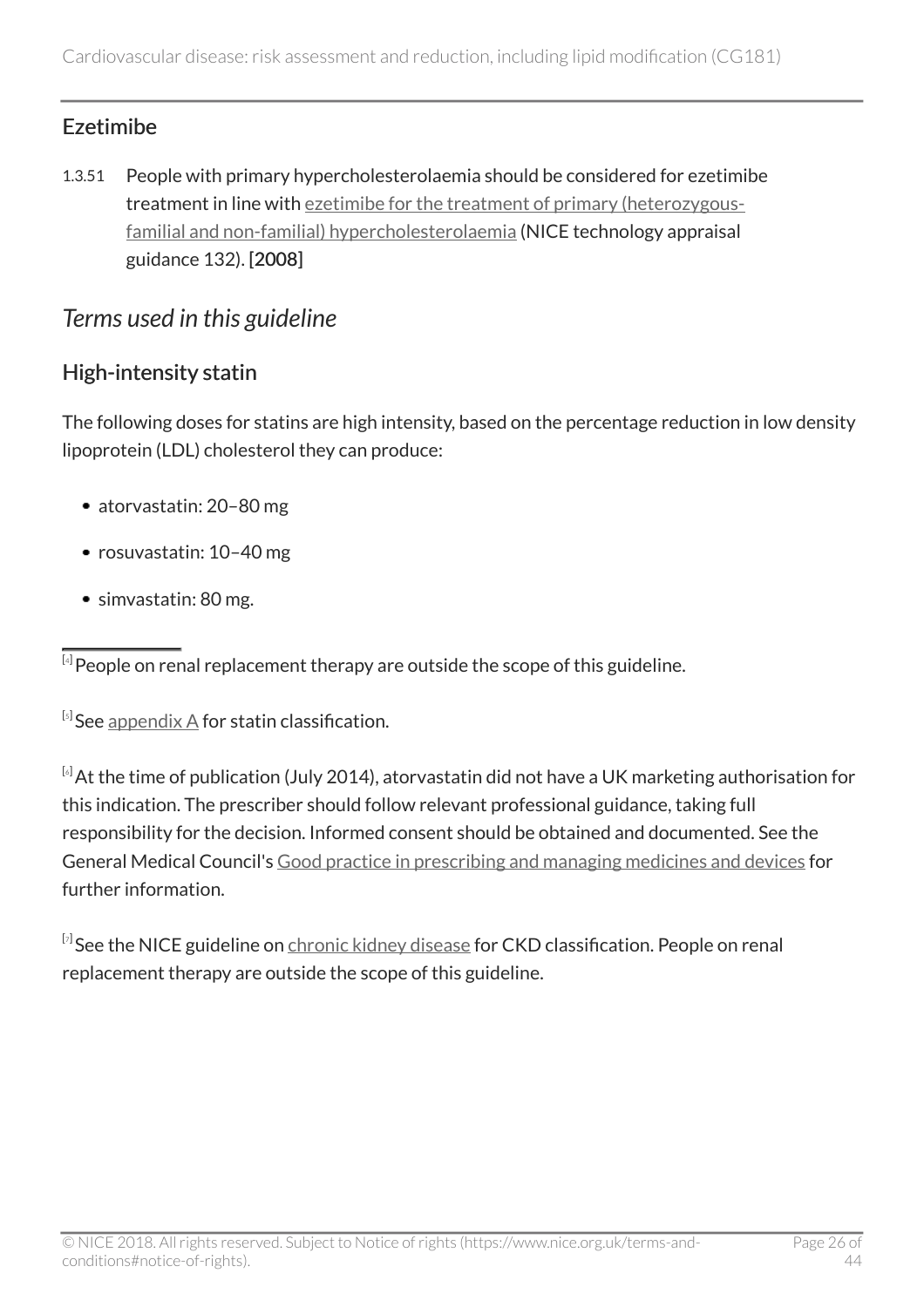### Ezetimibe

1.3.51 People with primary hypercholesterolaemia should be considered for ezetimibe treatment in line with ezetimibe for the treatment of primary (heterozygous-familial and non-familial) hypercholesterolaemia (NICE technology appraisal guidance 132). **[2008]**

## *Terms used in this guideline*

### High-intensity statin

The following doses for statins are high intensity, based on the percentage reduction in low density lipoprotein (LDL) cholesterol they can produce:

- atorvastatin: 20–80 mg
- rosuvastatin: 10–40 mg
- simvastatin: 80 mg.

---

[4] People on renal replacement therapy are outside the scope of this guideline.

[5] See appendix A for statin classification.

[6] At the time of publication (July 2014), atorvastatin did not have a UK marketing authorisation for this indication. The prescriber should follow relevant professional guidance, taking full responsibility for the decision. Informed consent should be obtained and documented. See the General Medical Council's Good practice in prescribing and managing medicines and devices for further information.

[7] See the NICE guideline on chronic kidney disease for CKD classification. People on renal replacement therapy are outside the scope of this guideline.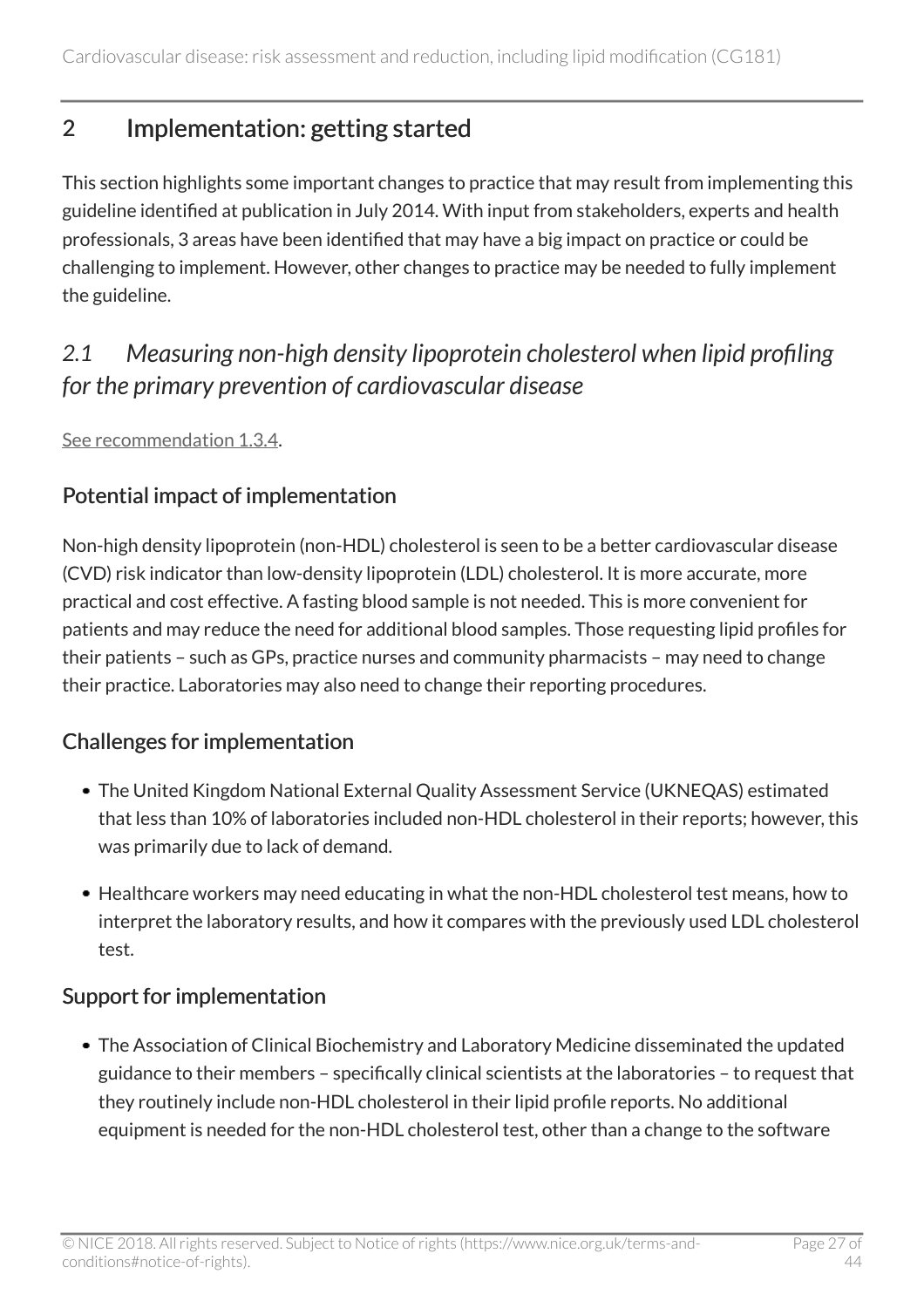## 2 Implementation: getting started

This section highlights some important changes to practice that may result from implementing this guideline identified at publication in July 2014. With input from stakeholders, experts and health professionals, 3 areas have been identified that may have a big impact on practice or could be challenging to implement. However, other changes to practice may be needed to fully implement the guideline.

### *2.1 Measuring non-high density lipoprotein cholesterol when lipid profiling for the primary prevention of cardiovascular disease*

See recommendation 1.3.4.

#### Potential impact of implementation

Non-high density lipoprotein (non-HDL) cholesterol is seen to be a better cardiovascular disease (CVD) risk indicator than low-density lipoprotein (LDL) cholesterol. It is more accurate, more practical and cost effective. A fasting blood sample is not needed. This is more convenient for patients and may reduce the need for additional blood samples. Those requesting lipid profiles for their patients – such as GPs, practice nurses and community pharmacists – may need to change their practice. Laboratories may also need to change their reporting procedures.

#### Challenges for implementation

- The United Kingdom National External Quality Assessment Service (UKNEQAS) estimated that less than 10% of laboratories included non-HDL cholesterol in their reports; however, this was primarily due to lack of demand.
- Healthcare workers may need educating in what the non-HDL cholesterol test means, how to interpret the laboratory results, and how it compares with the previously used LDL cholesterol test.

#### Support for implementation

- The Association of Clinical Biochemistry and Laboratory Medicine disseminated the updated guidance to their members – specifically clinical scientists at the laboratories – to request that they routinely include non-HDL cholesterol in their lipid profile reports. No additional equipment is needed for the non-HDL cholesterol test, other than a change to the software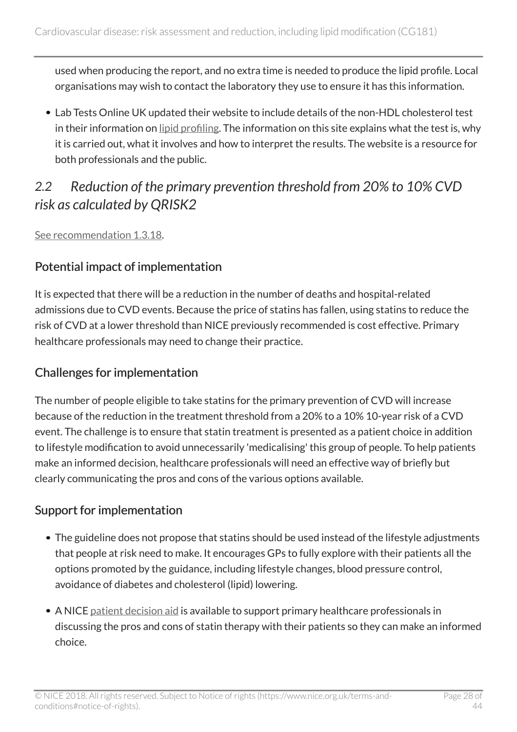used when producing the report, and no extra time is needed to produce the lipid profile. Local organisations may wish to contact the laboratory they use to ensure it has this information.

- Lab Tests Online UK updated their website to include details of the non-HDL cholesterol test in their information on lipid profiling. The information on this site explains what the test is, why it is carried out, what it involves and how to interpret the results. The website is a resource for both professionals and the public.

## *2.2 Reduction of the primary prevention threshold from 20% to 10% CVD risk as calculated by QRISK2*

See recommendation 1.3.18.

### Potential impact of implementation

It is expected that there will be a reduction in the number of deaths and hospital-related admissions due to CVD events. Because the price of statins has fallen, using statins to reduce the risk of CVD at a lower threshold than NICE previously recommended is cost effective. Primary healthcare professionals may need to change their practice.

### Challenges for implementation

The number of people eligible to take statins for the primary prevention of CVD will increase because of the reduction in the treatment threshold from a 20% to a 10% 10-year risk of a CVD event. The challenge is to ensure that statin treatment is presented as a patient choice in addition to lifestyle modification to avoid unnecessarily 'medicalising' this group of people. To help patients make an informed decision, healthcare professionals will need an effective way of briefly but clearly communicating the pros and cons of the various options available.

### Support for implementation

- The guideline does not propose that statins should be used instead of the lifestyle adjustments that people at risk need to make. It encourages GPs to fully explore with their patients all the options promoted by the guidance, including lifestyle changes, blood pressure control, avoidance of diabetes and cholesterol (lipid) lowering.
- A NICE patient decision aid is available to support primary healthcare professionals in discussing the pros and cons of statin therapy with their patients so they can make an informed choice.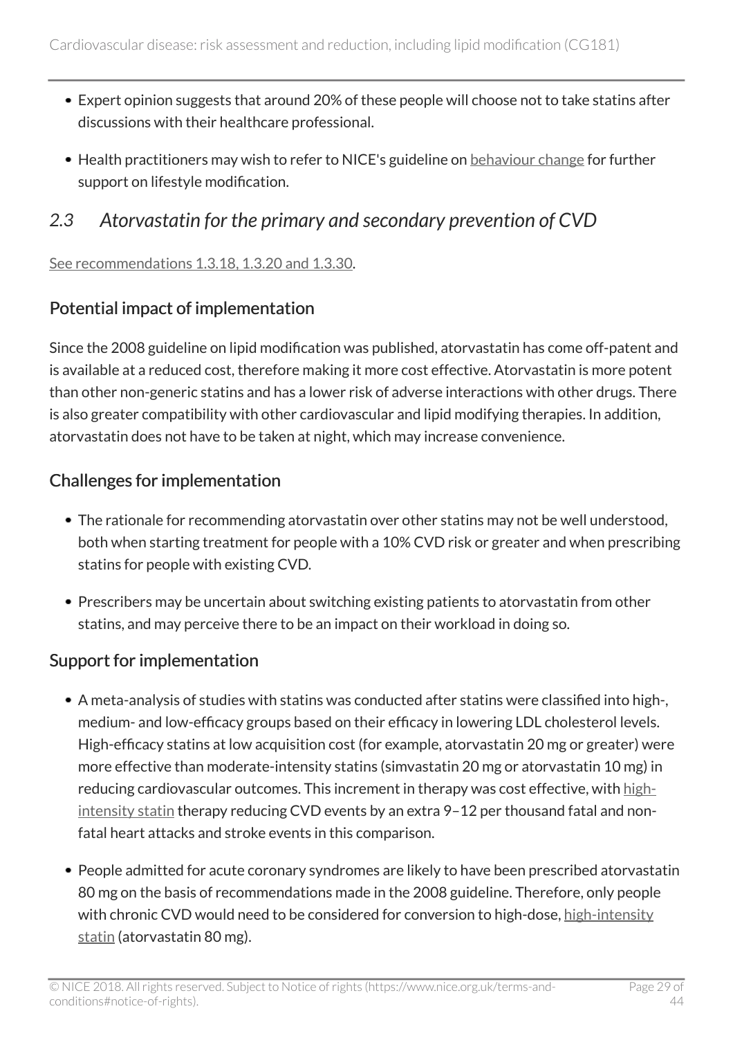- Expert opinion suggests that around 20% of these people will choose not to take statins after discussions with their healthcare professional.
- Health practitioners may wish to refer to NICE's guideline on behaviour change for further support on lifestyle modification.

## *2.3 Atorvastatin for the primary and secondary prevention of CVD*

See recommendations 1.3.18, 1.3.20 and 1.3.30.

### Potential impact of implementation

Since the 2008 guideline on lipid modification was published, atorvastatin has come off-patent and is available at a reduced cost, therefore making it more cost effective. Atorvastatin is more potent than other non-generic statins and has a lower risk of adverse interactions with other drugs. There is also greater compatibility with other cardiovascular and lipid modifying therapies. In addition, atorvastatin does not have to be taken at night, which may increase convenience.

### Challenges for implementation

- The rationale for recommending atorvastatin over other statins may not be well understood, both when starting treatment for people with a 10% CVD risk or greater and when prescribing statins for people with existing CVD.
- Prescribers may be uncertain about switching existing patients to atorvastatin from other statins, and may perceive there to be an impact on their workload in doing so.

### Support for implementation

- A meta-analysis of studies with statins was conducted after statins were classified into high-, medium- and low-efficacy groups based on their efficacy in lowering LDL cholesterol levels. High-efficacy statins at low acquisition cost (for example, atorvastatin 20 mg or greater) were more effective than moderate-intensity statins (simvastatin 20 mg or atorvastatin 10 mg) in reducing cardiovascular outcomes. This increment in therapy was cost effective, with high-intensity statin therapy reducing CVD events by an extra 9–12 per thousand fatal and non-fatal heart attacks and stroke events in this comparison.
- People admitted for acute coronary syndromes are likely to have been prescribed atorvastatin 80 mg on the basis of recommendations made in the 2008 guideline. Therefore, only people with chronic CVD would need to be considered for conversion to high-dose, high-intensity statin (atorvastatin 80 mg).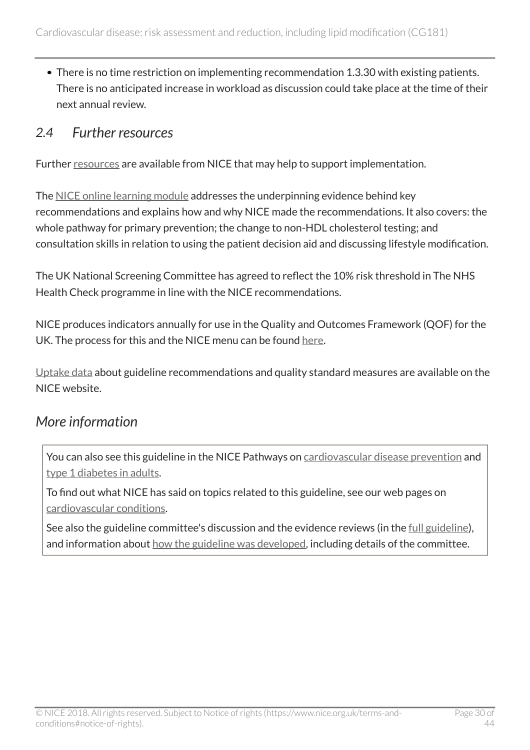- There is no time restriction on implementing recommendation 1.3.30 with existing patients. There is no anticipated increase in workload as discussion could take place at the time of their next annual review.

## *2.4 Further resources*

Further resources are available from NICE that may help to support implementation.

The NICE online learning module addresses the underpinning evidence behind key recommendations and explains how and why NICE made the recommendations. It also covers: the whole pathway for primary prevention; the change to non-HDL cholesterol testing; and consultation skills in relation to using the patient decision aid and discussing lifestyle modification.

The UK National Screening Committee has agreed to reflect the 10% risk threshold in The NHS Health Check programme in line with the NICE recommendations.

NICE produces indicators annually for use in the Quality and Outcomes Framework (QOF) for the UK. The process for this and the NICE menu can be found here.

Uptake data about guideline recommendations and quality standard measures are available on the NICE website.

## *More information*

You can also see this guideline in the NICE Pathways on cardiovascular disease prevention and type 1 diabetes in adults.

To find out what NICE has said on topics related to this guideline, see our web pages on cardiovascular conditions.

See also the guideline committee's discussion and the evidence reviews (in the full guideline), and information about how the guideline was developed, including details of the committee.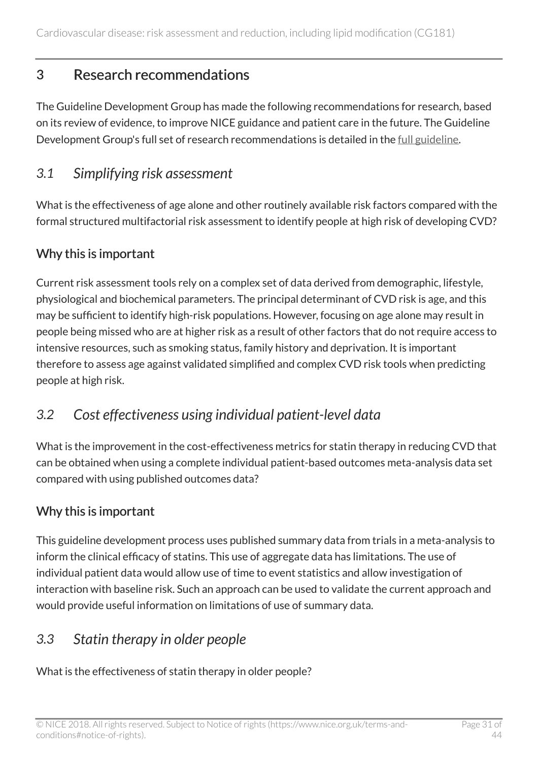## 3 Research recommendations

The Guideline Development Group has made the following recommendations for research, based on its review of evidence, to improve NICE guidance and patient care in the future. The Guideline Development Group's full set of research recommendations is detailed in the full guideline.

### *3.1 Simplifying risk assessment*

What is the effectiveness of age alone and other routinely available risk factors compared with the formal structured multifactorial risk assessment to identify people at high risk of developing CVD?

#### Why this is important

Current risk assessment tools rely on a complex set of data derived from demographic, lifestyle, physiological and biochemical parameters. The principal determinant of CVD risk is age, and this may be sufficient to identify high-risk populations. However, focusing on age alone may result in people being missed who are at higher risk as a result of other factors that do not require access to intensive resources, such as smoking status, family history and deprivation. It is important therefore to assess age against validated simplified and complex CVD risk tools when predicting people at high risk.

### *3.2 Cost effectiveness using individual patient-level data*

What is the improvement in the cost-effectiveness metrics for statin therapy in reducing CVD that can be obtained when using a complete individual patient-based outcomes meta-analysis data set compared with using published outcomes data?

#### Why this is important

This guideline development process uses published summary data from trials in a meta-analysis to inform the clinical efficacy of statins. This use of aggregate data has limitations. The use of individual patient data would allow use of time to event statistics and allow investigation of interaction with baseline risk. Such an approach can be used to validate the current approach and would provide useful information on limitations of use of summary data.

### *3.3 Statin therapy in older people*

What is the effectiveness of statin therapy in older people?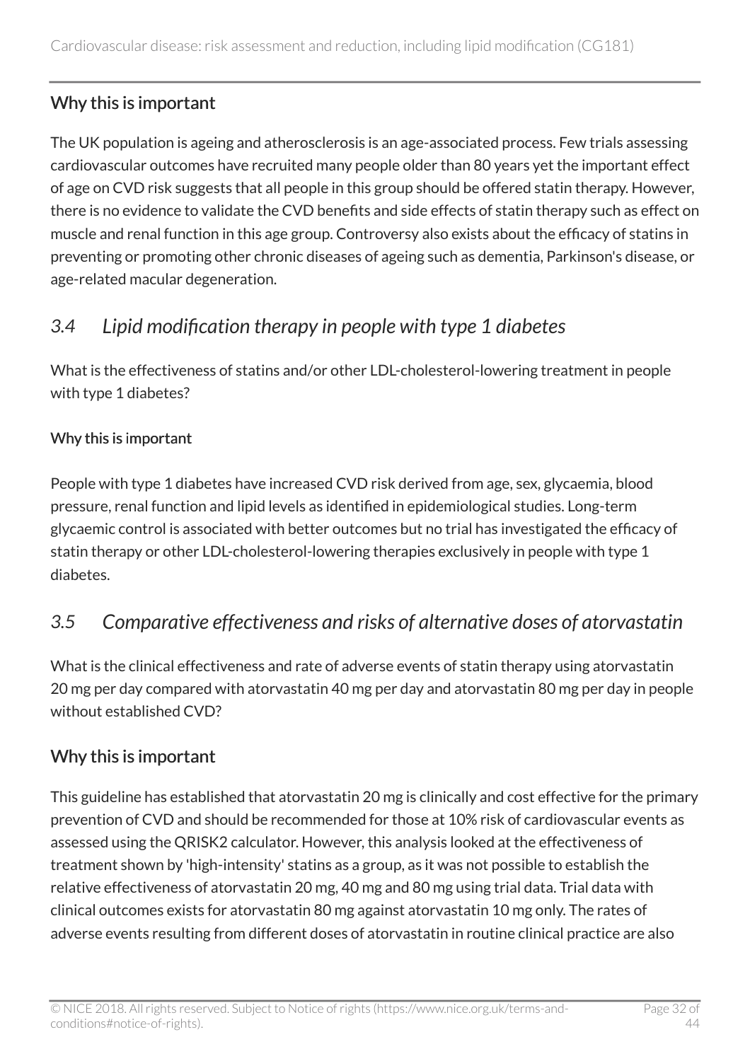### Why this is important

The UK population is ageing and atherosclerosis is an age-associated process. Few trials assessing cardiovascular outcomes have recruited many people older than 80 years yet the important effect of age on CVD risk suggests that all people in this group should be offered statin therapy. However, there is no evidence to validate the CVD benefits and side effects of statin therapy such as effect on muscle and renal function in this age group. Controversy also exists about the efficacy of statins in preventing or promoting other chronic diseases of ageing such as dementia, Parkinson's disease, or age-related macular degeneration.

## *3.4 Lipid modification therapy in people with type 1 diabetes*

What is the effectiveness of statins and/or other LDL-cholesterol-lowering treatment in people with type 1 diabetes?

#### Why this is important

People with type 1 diabetes have increased CVD risk derived from age, sex, glycaemia, blood pressure, renal function and lipid levels as identified in epidemiological studies. Long-term glycaemic control is associated with better outcomes but no trial has investigated the efficacy of statin therapy or other LDL-cholesterol-lowering therapies exclusively in people with type 1 diabetes.

## *3.5 Comparative effectiveness and risks of alternative doses of atorvastatin*

What is the clinical effectiveness and rate of adverse events of statin therapy using atorvastatin 20 mg per day compared with atorvastatin 40 mg per day and atorvastatin 80 mg per day in people without established CVD?

### Why this is important

This guideline has established that atorvastatin 20 mg is clinically and cost effective for the primary prevention of CVD and should be recommended for those at 10% risk of cardiovascular events as assessed using the QRISK2 calculator. However, this analysis looked at the effectiveness of treatment shown by 'high-intensity' statins as a group, as it was not possible to establish the relative effectiveness of atorvastatin 20 mg, 40 mg and 80 mg using trial data. Trial data with clinical outcomes exists for atorvastatin 80 mg against atorvastatin 10 mg only. The rates of adverse events resulting from different doses of atorvastatin in routine clinical practice are also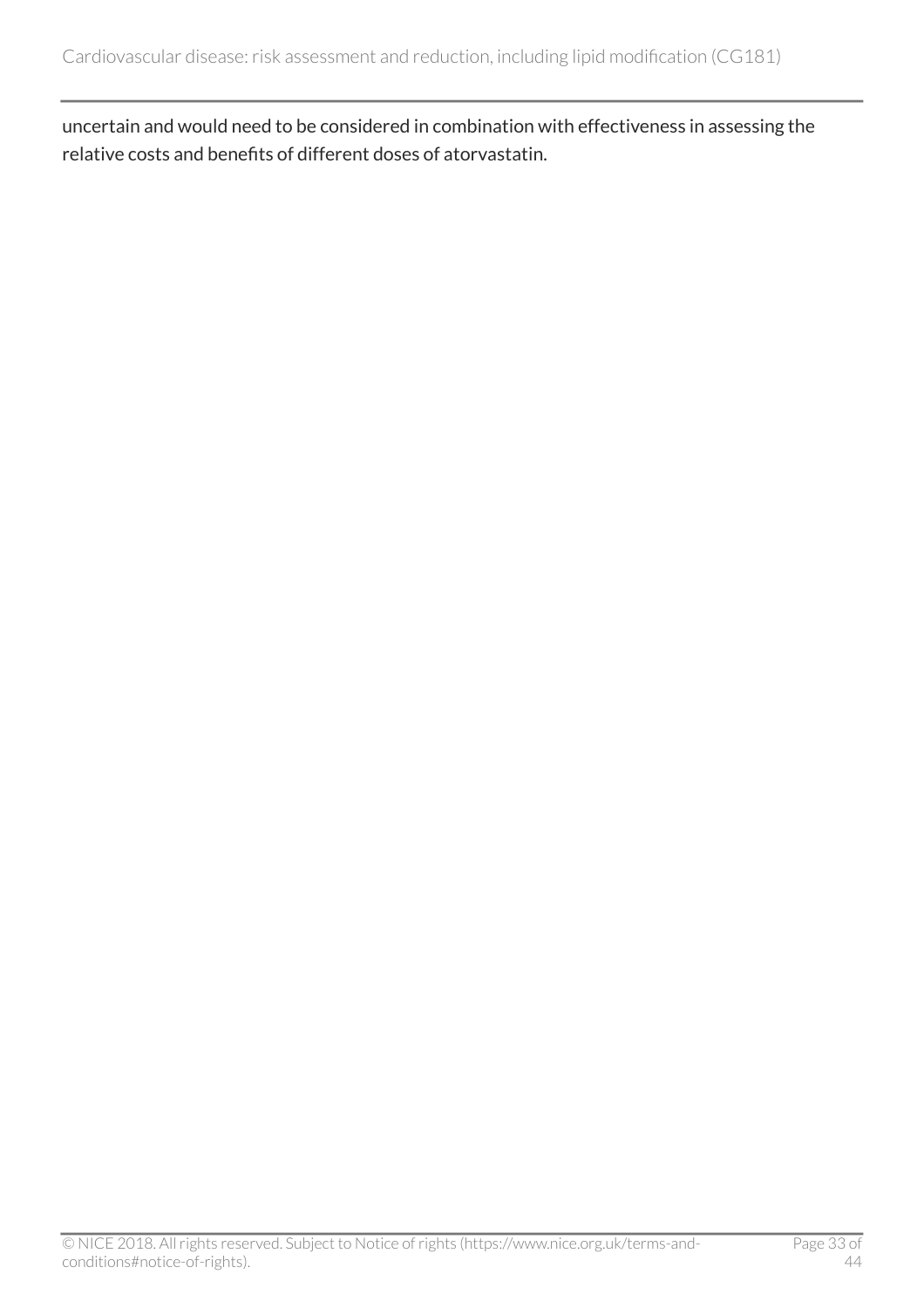uncertain and would need to be considered in combination with effectiveness in assessing the relative costs and benefits of different doses of atorvastatin.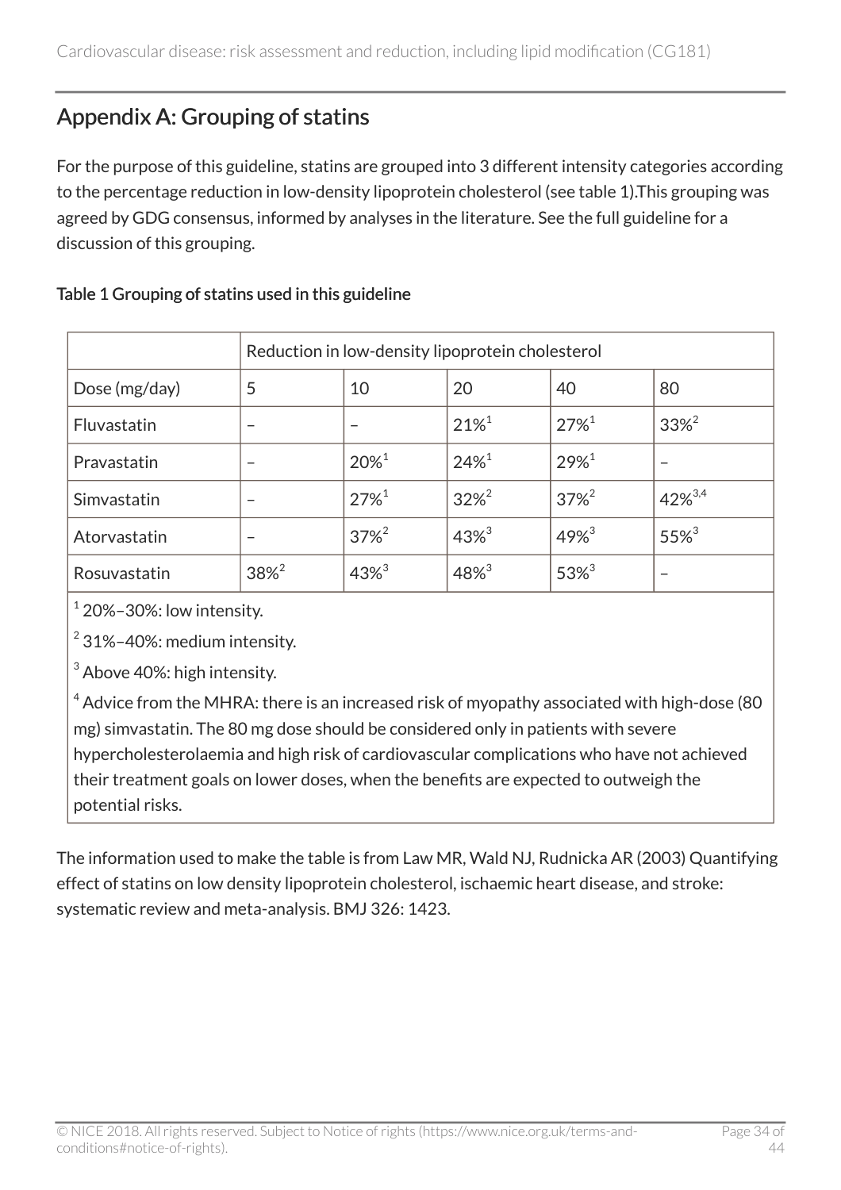## Appendix A: Grouping of statins

For the purpose of this guideline, statins are grouped into 3 different intensity categories according to the percentage reduction in low-density lipoprotein cholesterol (see table 1).This grouping was agreed by GDG consensus, informed by analyses in the literature. See the full guideline for a discussion of this grouping.

**Table 1 Grouping of statins used in this guideline**

| | Reduction in low-density lipoprotein cholesterol | | | | |
|---|---|---|---|---|---|
| Dose (mg/day) | 5 | 10 | 20 | 40 | 80 |
| Fluvastatin | – | – | 21%[1] | 27%[1] | 33%[2] |
| Pravastatin | – | 20%[1] | 24%[1] | 29%[1] | – |
| Simvastatin | – | 27%[1] | 32%[2] | 37%[2] | 42%[3,4] |
| Atorvastatin | – | 37%[2] | 43%[3] | 49%[3] | 55%[3] |
| Rosuvastatin | 38%[2] | 43%[3] | 48%[3] | 53%[3] | – |

[1] 20%–30%: low intensity.

[2] 31%–40%: medium intensity.

[3] Above 40%: high intensity.

[4] Advice from the MHRA: there is an increased risk of myopathy associated with high-dose (80 mg) simvastatin. The 80 mg dose should be considered only in patients with severe hypercholesterolaemia and high risk of cardiovascular complications who have not achieved their treatment goals on lower doses, when the benefits are expected to outweigh the potential risks.

The information used to make the table is from Law MR, Wald NJ, Rudnicka AR (2003) Quantifying effect of statins on low density lipoprotein cholesterol, ischaemic heart disease, and stroke: systematic review and meta-analysis. BMJ 326: 1423.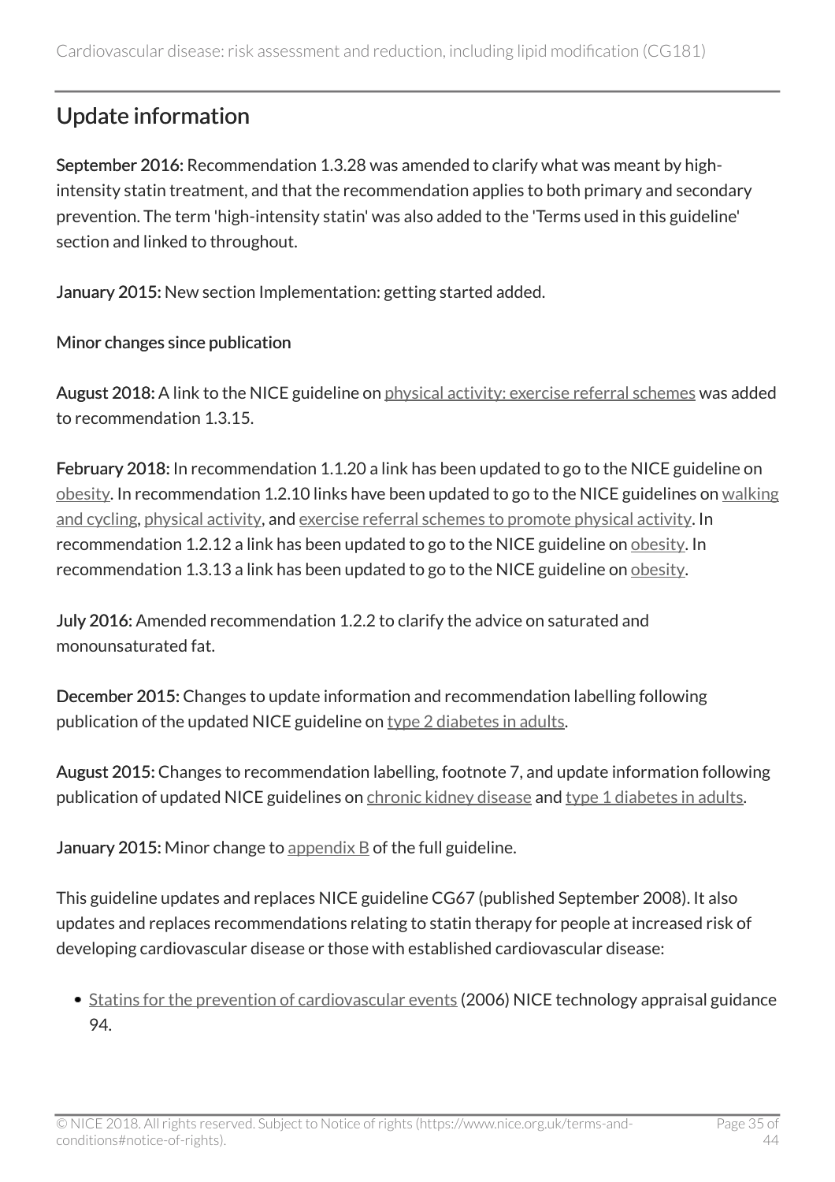## Update information

**September 2016:** Recommendation 1.3.28 was amended to clarify what was meant by high-intensity statin treatment, and that the recommendation applies to both primary and secondary prevention. The term 'high-intensity statin' was also added to the 'Terms used in this guideline' section and linked to throughout.

**January 2015:** New section Implementation: getting started added.

**Minor changes since publication**

**August 2018:** A link to the NICE guideline on physical activity: exercise referral schemes was added to recommendation 1.3.15.

**February 2018:** In recommendation 1.1.20 a link has been updated to go to the NICE guideline on obesity. In recommendation 1.2.10 links have been updated to go to the NICE guidelines on walking and cycling, physical activity, and exercise referral schemes to promote physical activity. In recommendation 1.2.12 a link has been updated to go to the NICE guideline on obesity. In recommendation 1.3.13 a link has been updated to go to the NICE guideline on obesity.

**July 2016:** Amended recommendation 1.2.2 to clarify the advice on saturated and monounsaturated fat.

**December 2015:** Changes to update information and recommendation labelling following publication of the updated NICE guideline on type 2 diabetes in adults.

**August 2015:** Changes to recommendation labelling, footnote 7, and update information following publication of updated NICE guidelines on chronic kidney disease and type 1 diabetes in adults.

**January 2015:** Minor change to appendix B of the full guideline.

This guideline updates and replaces NICE guideline CG67 (published September 2008). It also updates and replaces recommendations relating to statin therapy for people at increased risk of developing cardiovascular disease or those with established cardiovascular disease:

- Statins for the prevention of cardiovascular events (2006) NICE technology appraisal guidance 94.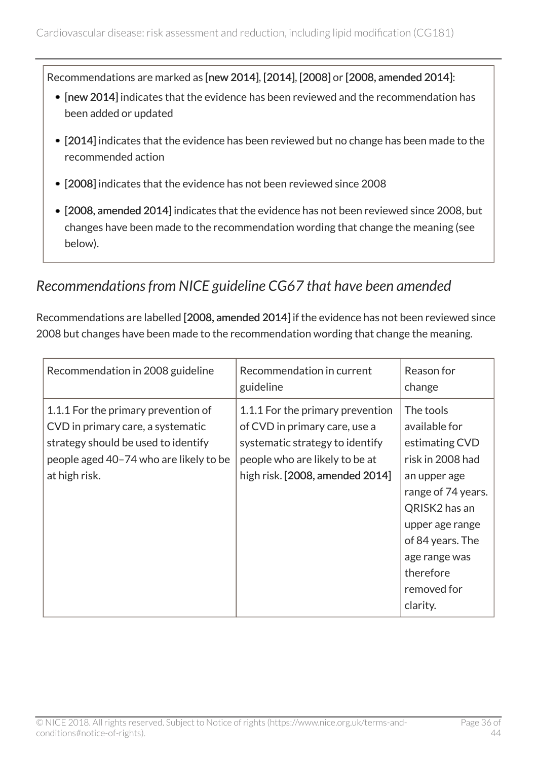Recommendations are marked as **[new 2014]**, **[2014]**, **[2008]** or **[2008, amended 2014]**:

- **[new 2014]** indicates that the evidence has been reviewed and the recommendation has been added or updated
- **[2014]** indicates that the evidence has been reviewed but no change has been made to the recommended action
- **[2008]** indicates that the evidence has not been reviewed since 2008
- **[2008, amended 2014]** indicates that the evidence has not been reviewed since 2008, but changes have been made to the recommendation wording that change the meaning (see below).

### *Recommendations from NICE guideline CG67 that have been amended*

Recommendations are labelled **[2008, amended 2014]** if the evidence has not been reviewed since 2008 but changes have been made to the recommendation wording that change the meaning.

| Recommendation in 2008 guideline | Recommendation in current guideline | Reason for change |
| --- | --- | --- |
| 1.1.1 For the primary prevention of CVD in primary care, a systematic strategy should be used to identify people aged 40–74 who are likely to be at high risk. | 1.1.1 For the primary prevention of CVD in primary care, use a systematic strategy to identify people who are likely to be at high risk. **[2008, amended 2014]** | The tools available for estimating CVD risk in 2008 had an upper age range of 74 years. QRISK2 has an upper age range of 84 years. The age range was therefore removed for clarity. |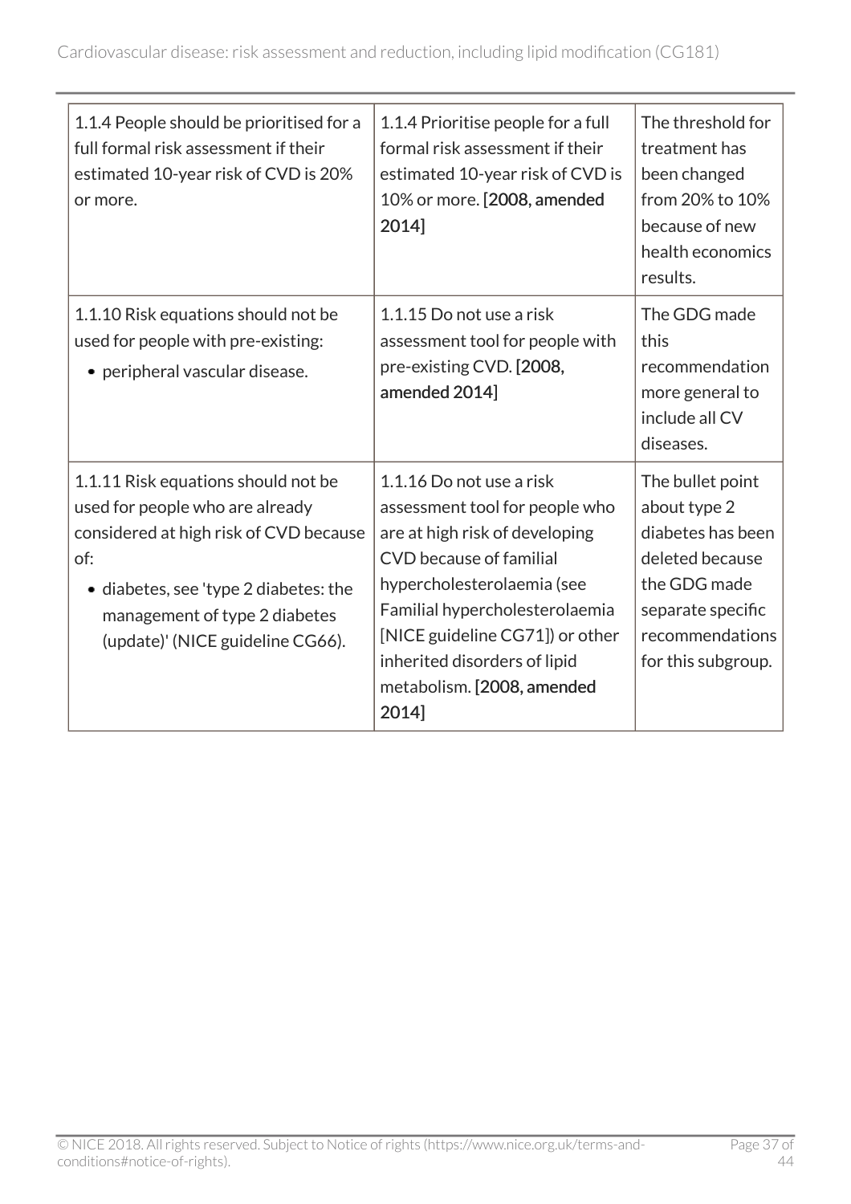| 1.1.4 People should be prioritised for a full formal risk assessment if their estimated 10-year risk of CVD is 20% or more. | 1.1.4 Prioritise people for a full formal risk assessment if their estimated 10-year risk of CVD is 10% or more. **[2008, amended 2014]** | The threshold for treatment has been changed from 20% to 10% because of new health economics results. |
|---|---|---|
| 1.1.10 Risk equations should not be used for people with pre-existing:<br>• peripheral vascular disease. | 1.1.15 Do not use a risk assessment tool for people with pre-existing CVD. **[2008, amended 2014]** | The GDG made this recommendation more general to include all CV diseases. |
| 1.1.11 Risk equations should not be used for people who are already considered at high risk of CVD because of:<br>• diabetes, see 'type 2 diabetes: the management of type 2 diabetes (update)' (NICE guideline CG66). | 1.1.16 Do not use a risk assessment tool for people who are at high risk of developing CVD because of familial hypercholesterolaemia (see Familial hypercholesterolaemia [NICE guideline CG71]) or other inherited disorders of lipid metabolism. **[2008, amended 2014]** | The bullet point about type 2 diabetes has been deleted because the GDG made separate specific recommendations for this subgroup. |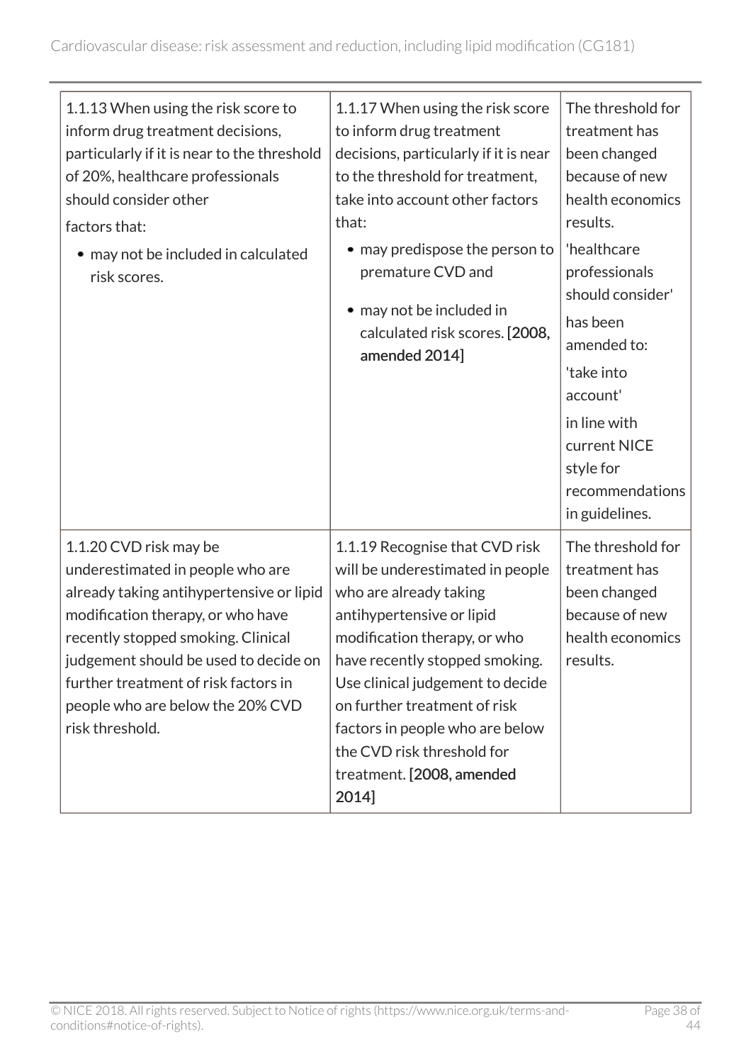| | | |
|---|---|---|
| 1.1.13 When using the risk score to inform drug treatment decisions, particularly if it is near to the threshold of 20%, healthcare professionals should consider other factors that:<br>• may not be included in calculated risk scores. | 1.1.17 When using the risk score to inform drug treatment decisions, particularly if it is near to the threshold for treatment, take into account other factors that:<br>• may predispose the person to premature CVD and<br>• may not be included in calculated risk scores. **[2008, amended 2014]** | The threshold for treatment has been changed because of new health economics results.<br>'healthcare professionals should consider'<br>has been amended to:<br>'take into account'<br>in line with current NICE style for recommendations in guidelines. |
| 1.1.20 CVD risk may be underestimated in people who are already taking antihypertensive or lipid modification therapy, or who have recently stopped smoking. Clinical judgement should be used to decide on further treatment of risk factors in people who are below the 20% CVD risk threshold. | 1.1.19 Recognise that CVD risk will be underestimated in people who are already taking antihypertensive or lipid modification therapy, or who have recently stopped smoking. Use clinical judgement to decide on further treatment of risk factors in people who are below the CVD risk threshold for treatment. **[2008, amended 2014]** | The threshold for treatment has been changed because of new health economics results. |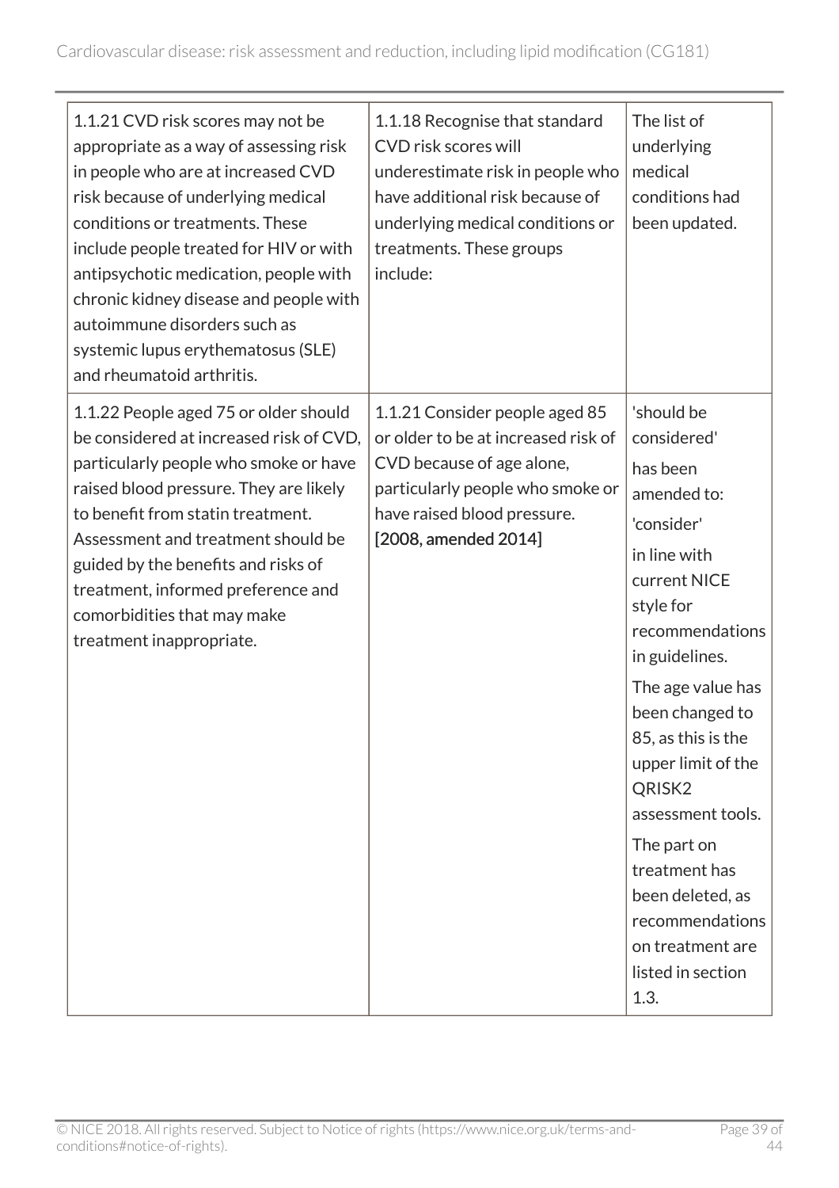| | | |
|---|---|---|
| 1.1.21 CVD risk scores may not be appropriate as a way of assessing risk in people who are at increased CVD risk because of underlying medical conditions or treatments. These include people treated for HIV or with antipsychotic medication, people with chronic kidney disease and people with autoimmune disorders such as systemic lupus erythematosus (SLE) and rheumatoid arthritis. | 1.1.18 Recognise that standard CVD risk scores will underestimate risk in people who have additional risk because of underlying medical conditions or treatments. These groups include: | The list of underlying medical conditions had been updated. |
| 1.1.22 People aged 75 or older should be considered at increased risk of CVD, particularly people who smoke or have raised blood pressure. They are likely to benefit from statin treatment. Assessment and treatment should be guided by the benefits and risks of treatment, informed preference and comorbidities that may make treatment inappropriate. | 1.1.21 Consider people aged 85 or older to be at increased risk of CVD because of age alone, particularly people who smoke or have raised blood pressure. [2008, amended 2014] | 'should be considered' has been amended to: 'consider' in line with current NICE style for recommendations in guidelines. The age value has been changed to 85, as this is the upper limit of the QRISK2 assessment tools. The part on treatment has been deleted, as recommendations on treatment are listed in section 1.3. |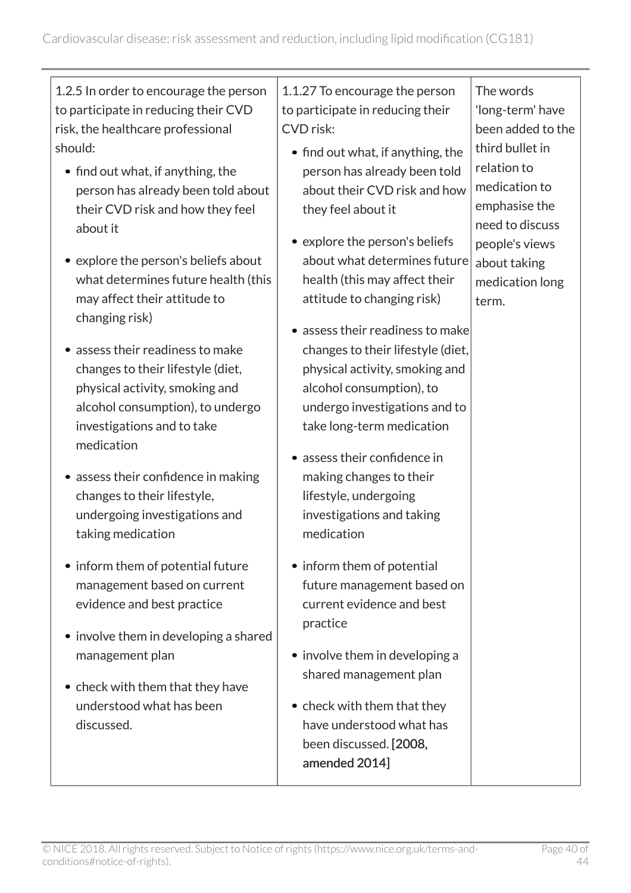| | | |
|---|---|---|
| 1.2.5 In order to encourage the person to participate in reducing their CVD risk, the healthcare professional should:<br><br>• find out what, if anything, the person has already been told about their CVD risk and how they feel about it<br>• explore the person's beliefs about what determines future health (this may affect their attitude to changing risk)<br>• assess their readiness to make changes to their lifestyle (diet, physical activity, smoking and alcohol consumption), to undergo investigations and to take medication<br>• assess their confidence in making changes to their lifestyle, undergoing investigations and taking medication<br>• inform them of potential future management based on current evidence and best practice<br>• involve them in developing a shared management plan<br>• check with them that they have understood what has been discussed. | 1.1.27 To encourage the person to participate in reducing their CVD risk:<br><br>• find out what, if anything, the person has already been told about their CVD risk and how they feel about it<br>• explore the person's beliefs about what determines future health (this may affect their attitude to changing risk)<br>• assess their readiness to make changes to their lifestyle (diet, physical activity, smoking and alcohol consumption), to undergo investigations and to take long-term medication<br>• assess their confidence in making changes to their lifestyle, undergoing investigations and taking medication<br>• inform them of potential future management based on current evidence and best practice<br>• involve them in developing a shared management plan<br>• check with them that they have understood what has been discussed. [2008, amended 2014] | The words 'long-term' have been added to the third bullet in relation to medication to emphasise the need to discuss people's views about taking medication long term. |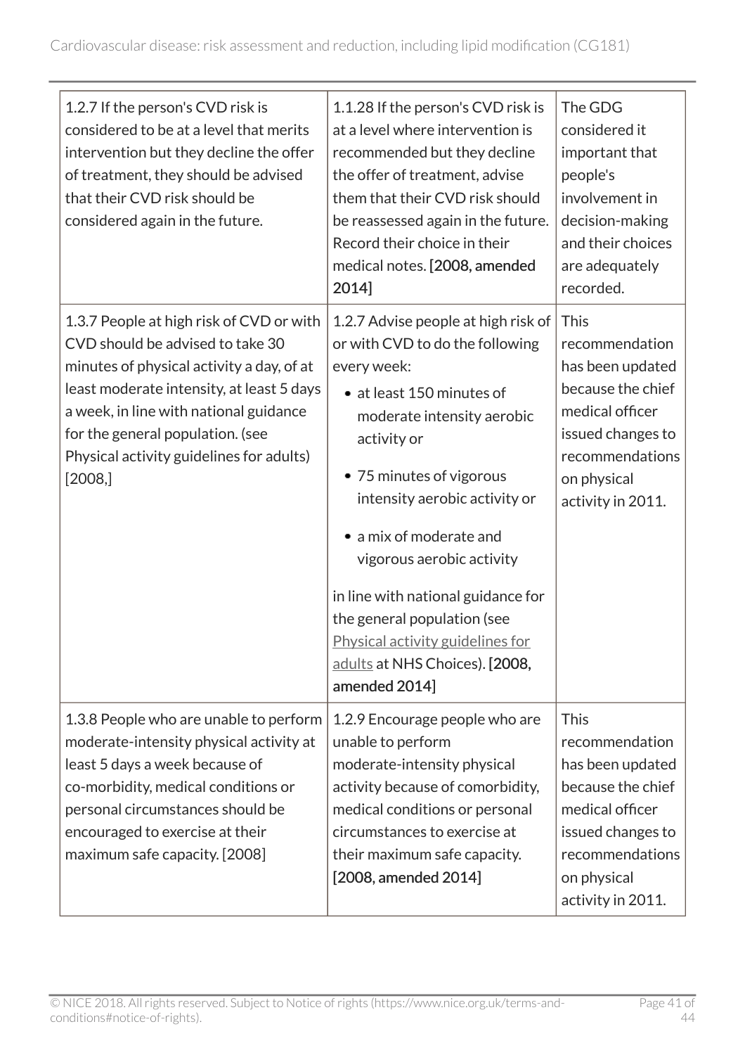| | | |
|---|---|---|
| 1.2.7 If the person's CVD risk is considered to be at a level that merits intervention but they decline the offer of treatment, they should be advised that their CVD risk should be considered again in the future. | 1.1.28 If the person's CVD risk is at a level where intervention is recommended but they decline the offer of treatment, advise them that their CVD risk should be reassessed again in the future. Record their choice in their medical notes. **[2008, amended 2014]** | The GDG considered it important that people's involvement in decision-making and their choices are adequately recorded. |
| 1.3.7 People at high risk of CVD or with CVD should be advised to take 30 minutes of physical activity a day, of at least moderate intensity, at least 5 days a week, in line with national guidance for the general population. (see Physical activity guidelines for adults) [2008,] | 1.2.7 Advise people at high risk of or with CVD to do the following every week:<br>• at least 150 minutes of moderate intensity aerobic activity or<br>• 75 minutes of vigorous intensity aerobic activity or<br>• a mix of moderate and vigorous aerobic activity<br><br>in line with national guidance for the general population (see Physical activity guidelines for adults at NHS Choices). **[2008, amended 2014]** | This recommendation has been updated because the chief medical officer issued changes to recommendations on physical activity in 2011. |
| 1.3.8 People who are unable to perform moderate-intensity physical activity at least 5 days a week because of co-morbidity, medical conditions or personal circumstances should be encouraged to exercise at their maximum safe capacity. [2008] | 1.2.9 Encourage people who are unable to perform moderate-intensity physical activity because of comorbidity, medical conditions or personal circumstances to exercise at their maximum safe capacity. **[2008, amended 2014]** | This recommendation has been updated because the chief medical officer issued changes to recommendations on physical activity in 2011. |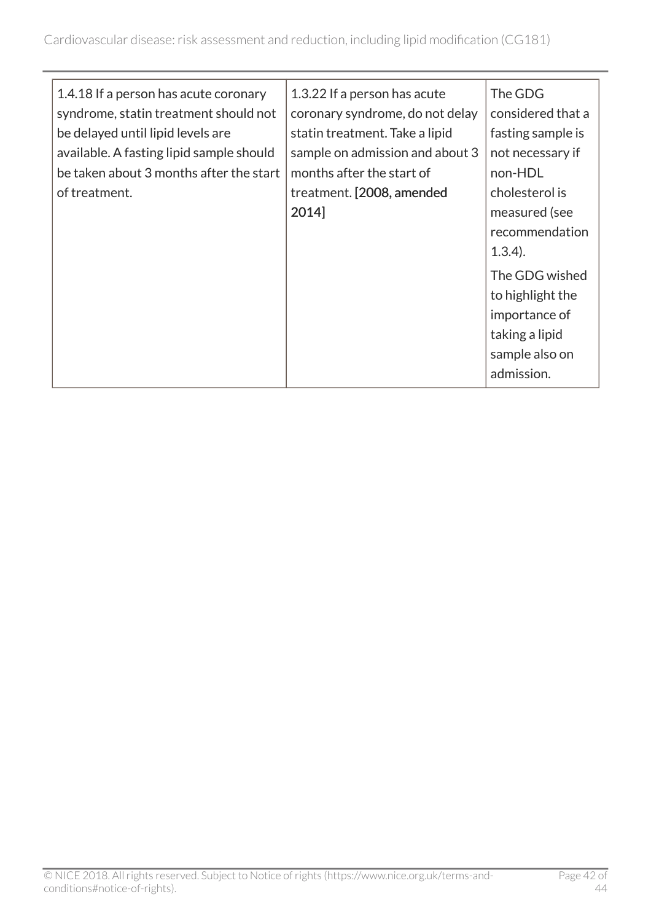| | | |
|---|---|---|
| 1.4.18 If a person has acute coronary syndrome, statin treatment should not be delayed until lipid levels are available. A fasting lipid sample should be taken about 3 months after the start of treatment. | 1.3.22 If a person has acute coronary syndrome, do not delay statin treatment. Take a lipid sample on admission and about 3 months after the start of treatment. **[2008, amended 2014]** | The GDG considered that a fasting sample is not necessary if non-HDL cholesterol is measured (see recommendation 1.3.4). The GDG wished to highlight the importance of taking a lipid sample also on admission. |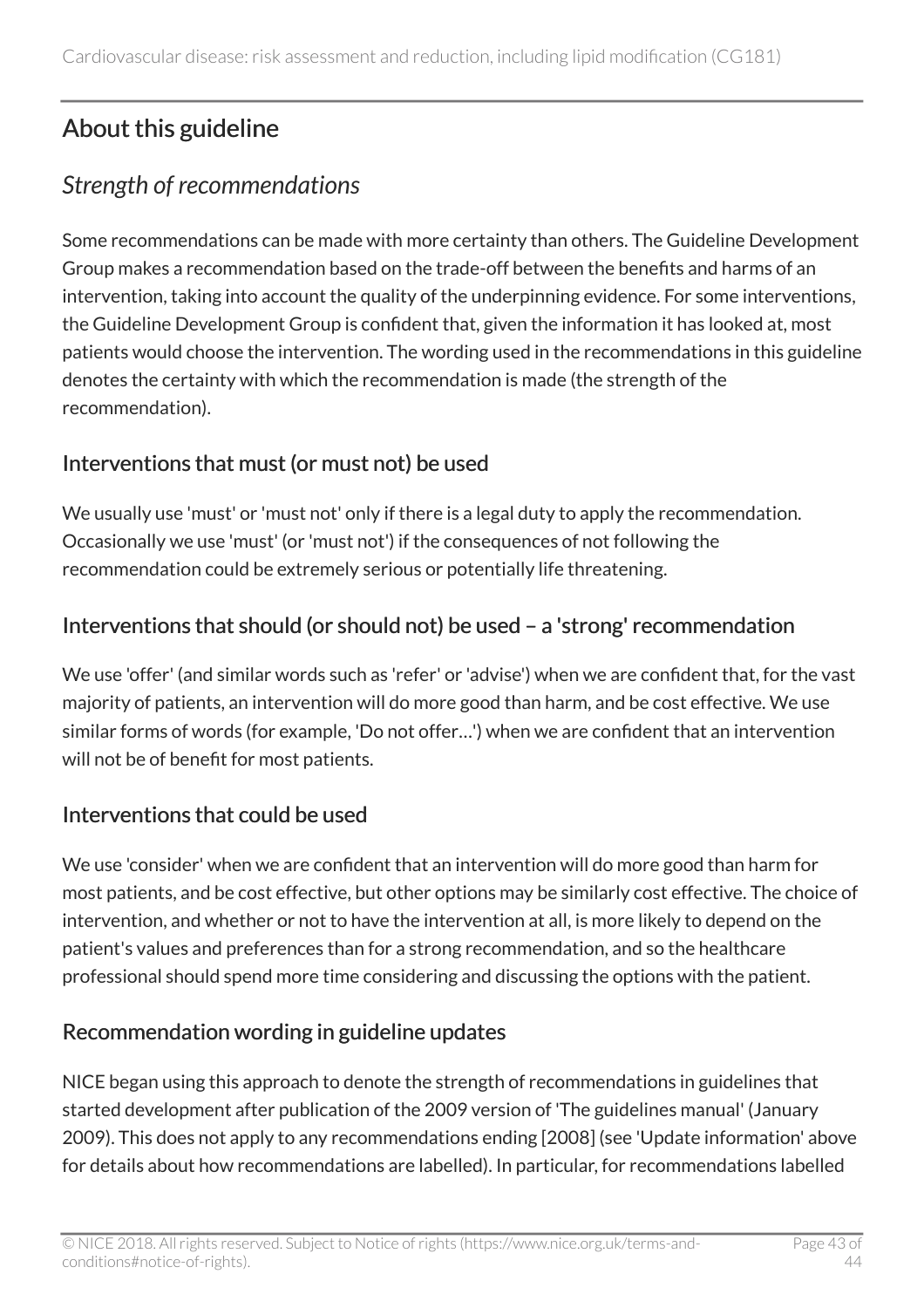## About this guideline

### *Strength of recommendations*

Some recommendations can be made with more certainty than others. The Guideline Development Group makes a recommendation based on the trade-off between the benefits and harms of an intervention, taking into account the quality of the underpinning evidence. For some interventions, the Guideline Development Group is confident that, given the information it has looked at, most patients would choose the intervention. The wording used in the recommendations in this guideline denotes the certainty with which the recommendation is made (the strength of the recommendation).

#### Interventions that must (or must not) be used

We usually use 'must' or 'must not' only if there is a legal duty to apply the recommendation. Occasionally we use 'must' (or 'must not') if the consequences of not following the recommendation could be extremely serious or potentially life threatening.

#### Interventions that should (or should not) be used – a 'strong' recommendation

We use 'offer' (and similar words such as 'refer' or 'advise') when we are confident that, for the vast majority of patients, an intervention will do more good than harm, and be cost effective. We use similar forms of words (for example, 'Do not offer…') when we are confident that an intervention will not be of benefit for most patients.

#### Interventions that could be used

We use 'consider' when we are confident that an intervention will do more good than harm for most patients, and be cost effective, but other options may be similarly cost effective. The choice of intervention, and whether or not to have the intervention at all, is more likely to depend on the patient's values and preferences than for a strong recommendation, and so the healthcare professional should spend more time considering and discussing the options with the patient.

#### Recommendation wording in guideline updates

NICE began using this approach to denote the strength of recommendations in guidelines that started development after publication of the 2009 version of 'The guidelines manual' (January 2009). This does not apply to any recommendations ending [2008] (see 'Update information' above for details about how recommendations are labelled). In particular, for recommendations labelled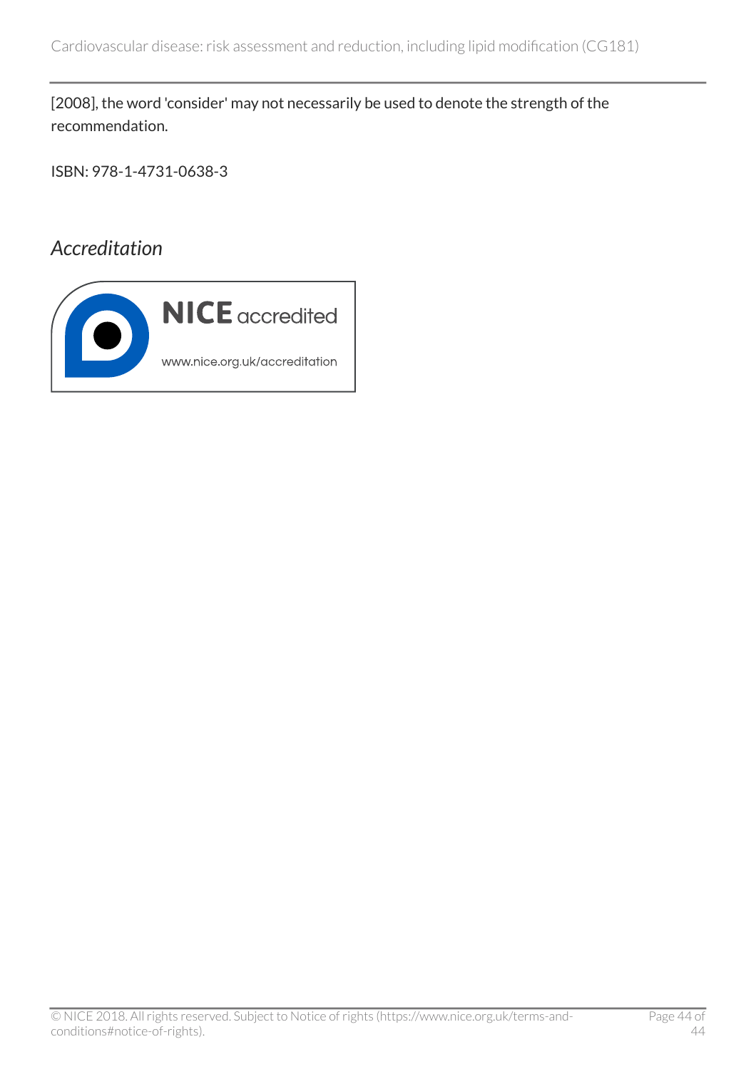[2008], the word 'consider' may not necessarily be used to denote the strength of the recommendation.

ISBN: 978-1-4731-0638-3

*Accreditation*

NICE accredited

www.nice.org.uk/accreditation